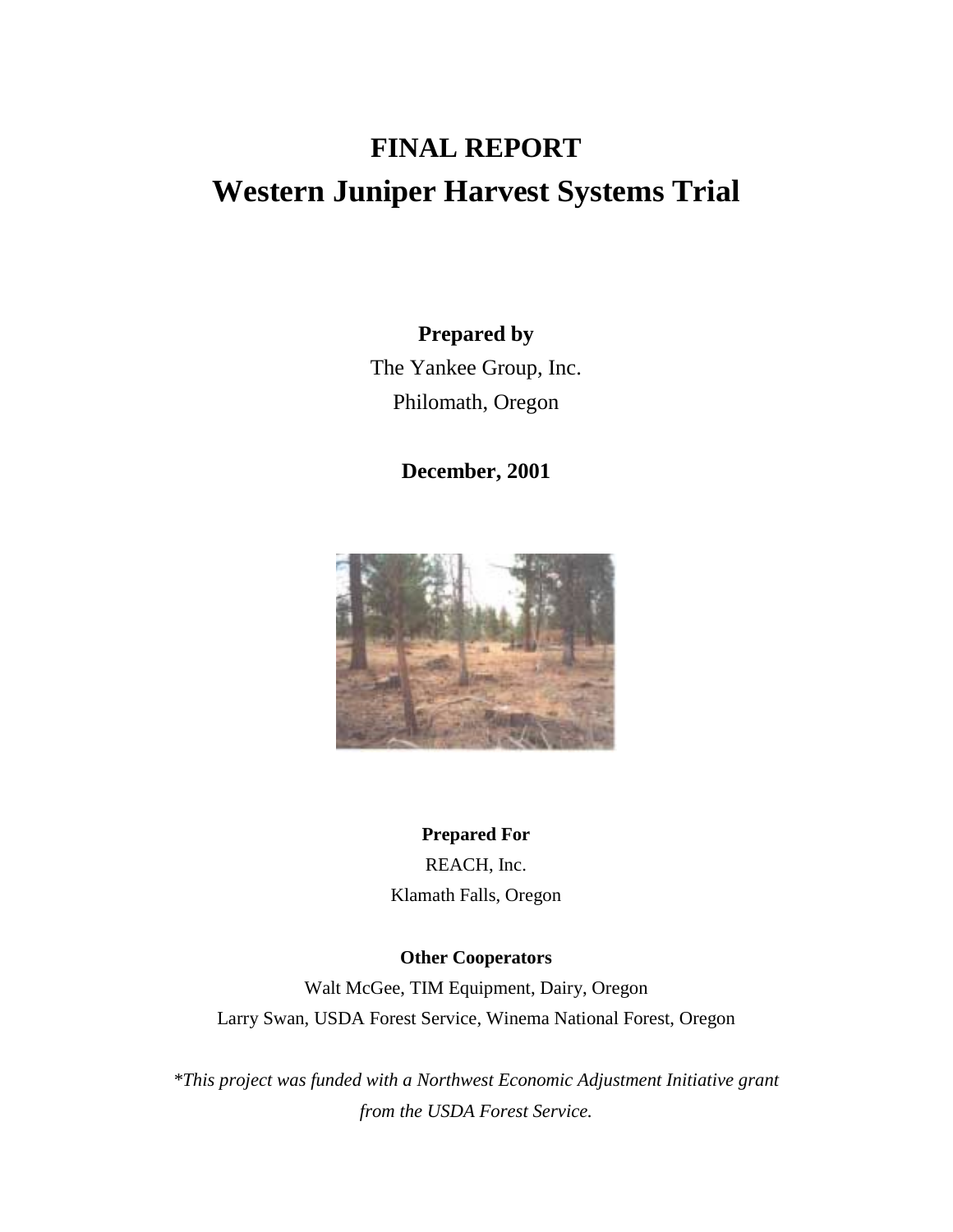# FINAL REPORT

# Western Juniper Harvest Systems Trial

**Prepared by**

The Yankee Group, Inc.

Philomath, Oregon

**December, 2001**

**Prepared For**

REACH, Inc.

Klamath Falls, Oregon

**Other Cooperators**

Walt McGee, TIM Equipment, Dairy, Oregon

Larry Swan, USDA Forest Service, Winema National Forest, Oregon

*\*This project was funded with a Northwest Economic Adjustment Initiative grant from the USDA Forest Service.*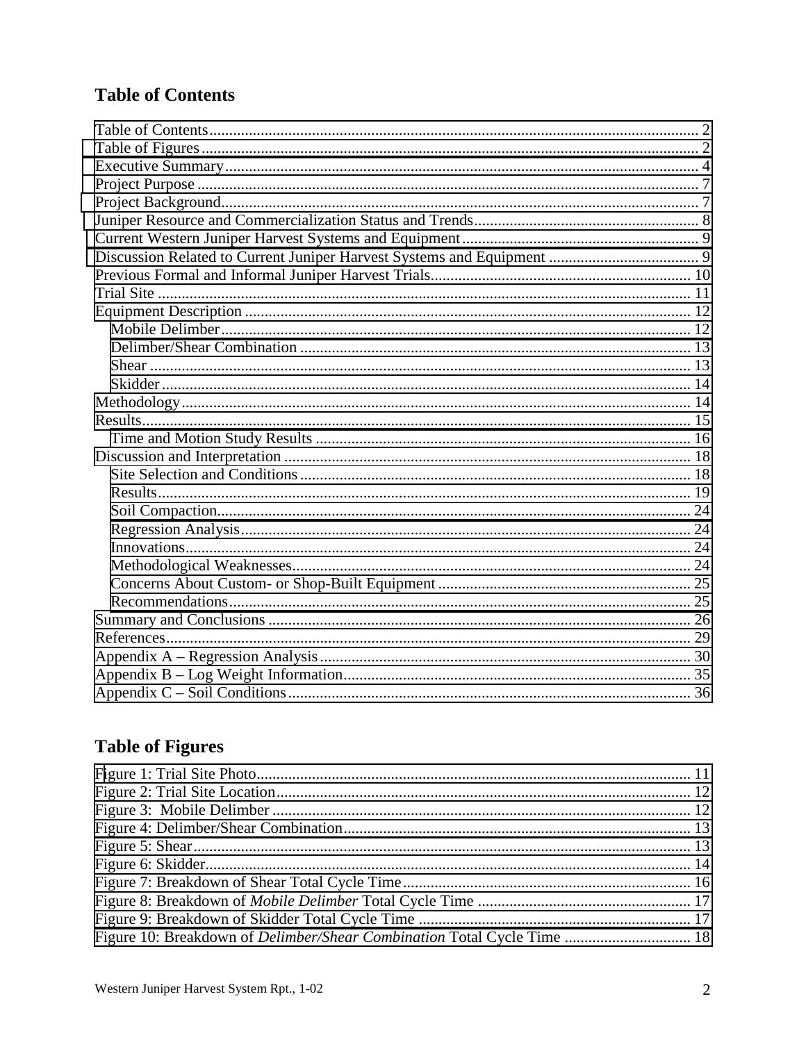## Table of Contents

Table of Contents ........................................................................ 2
Table of Figures .......................................................................... 2
Executive Summary ..................................................................... 4
Project Purpose ........................................................................... 7
Project Background ...................................................................... 7
Juniper Resource and Commercialization Status and Trends ................... 8
Current Western Juniper Harvest Systems and Equipment ........................ 9
Discussion Related to Current Juniper Harvest Systems and Equipment ........ 9
Previous Formal and Informal Juniper Harvest Trials ............................ 10
Trial Site .................................................................................... 11
Equipment Description ................................................................. 12
  Mobile Delimber ........................................................................ 12
  Delimber/Shear Combination ....................................................... 13
  Shear ...................................................................................... 13
  Skidder ................................................................................... 14
Methodology ............................................................................... 14
Results ....................................................................................... 15
  Time and Motion Study Results ..................................................... 16
Discussion and Interpretation ........................................................ 18
  Site Selection and Conditions ....................................................... 18
  Results .................................................................................... 19
  Soil Compaction ........................................................................ 24
  Regression Analysis ................................................................... 24
  Innovations ............................................................................... 24
  Methodological Weaknesses ......................................................... 24
  Concerns About Custom- or Shop-Built Equipment ............................ 25
  Recommendations ...................................................................... 25
Summary and Conclusions ............................................................. 26
References .................................................................................. 29
Appendix A – Regression Analysis .................................................. 30
Appendix B – Log Weight Information .............................................. 35
Appendix C – Soil Conditions ......................................................... 36

## Table of Figures

Figure 1: Trial Site Photo .............................................................. 11
Figure 2: Trial Site Location .......................................................... 12
Figure 3: Mobile Delimber ............................................................ 12
Figure 4: Delimber/Shear Combination ............................................ 13
Figure 5: Shear ........................................................................... 13
Figure 6: Skidder ........................................................................ 14
Figure 7: Breakdown of Shear Total Cycle Time ................................ 16
Figure 8: Breakdown of *Mobile Delimber* Total Cycle Time .................. 17
Figure 9: Breakdown of Skidder Total Cycle Time .............................. 17
Figure 10: Breakdown of *Delimber/Shear Combination* Total Cycle Time ... 18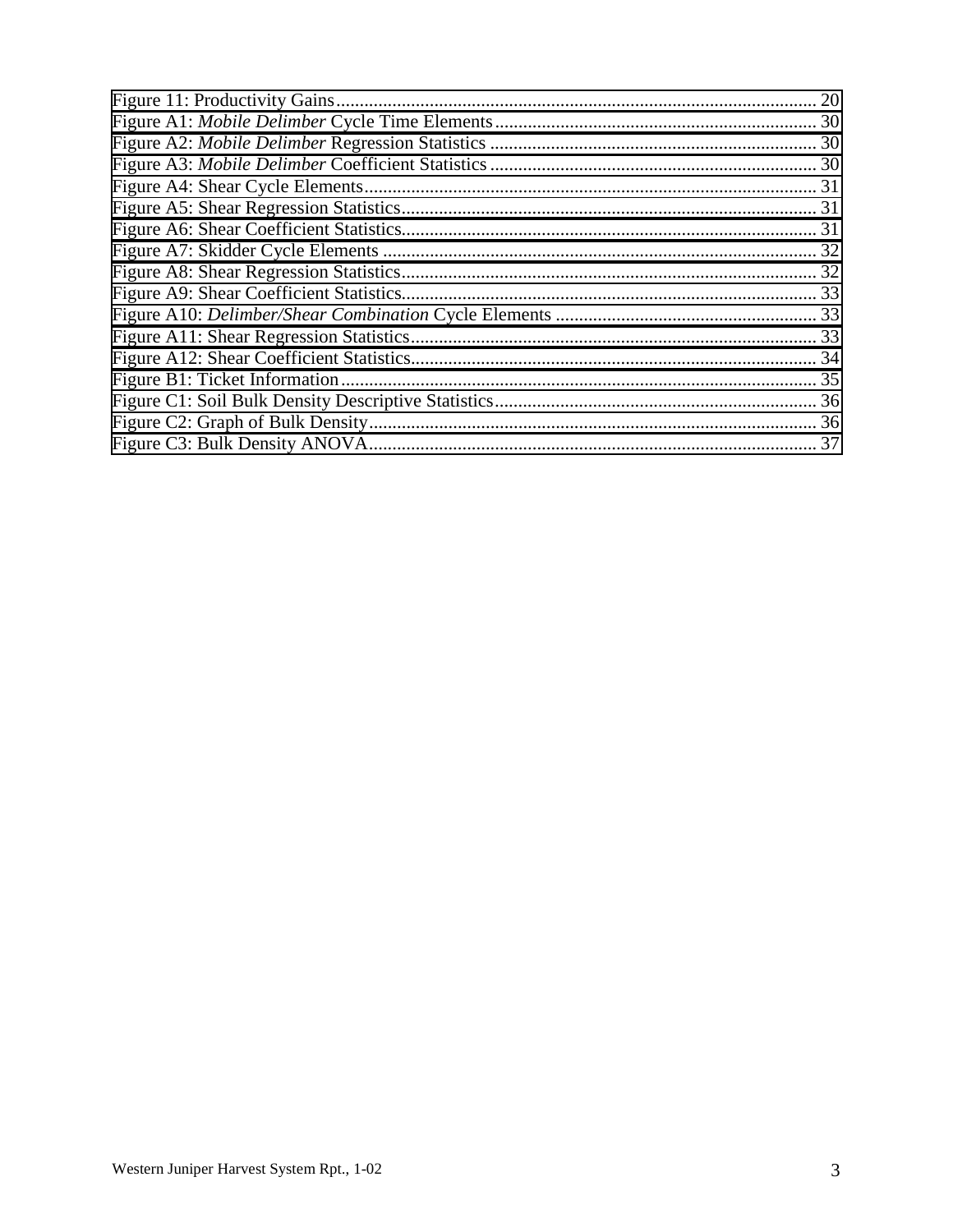| | |
|---|---|
| Figure 11: Productivity Gains | 20 |
| Figure A1: *Mobile Delimber* Cycle Time Elements | 30 |
| Figure A2: *Mobile Delimber* Regression Statistics | 30 |
| Figure A3: *Mobile Delimber* Coefficient Statistics | 30 |
| Figure A4: Shear Cycle Elements | 31 |
| Figure A5: Shear Regression Statistics | 31 |
| Figure A6: Shear Coefficient Statistics | 31 |
| Figure A7: Skidder Cycle Elements | 32 |
| Figure A8: Shear Regression Statistics | 32 |
| Figure A9: Shear Coefficient Statistics | 33 |
| Figure A10: *Delimber/Shear Combination* Cycle Elements | 33 |
| Figure A11: Shear Regression Statistics | 33 |
| Figure A12: Shear Coefficient Statistics | 34 |
| Figure B1: Ticket Information | 35 |
| Figure C1: Soil Bulk Density Descriptive Statistics | 36 |
| Figure C2: Graph of Bulk Density | 36 |
| Figure C3: Bulk Density ANOVA | 37 |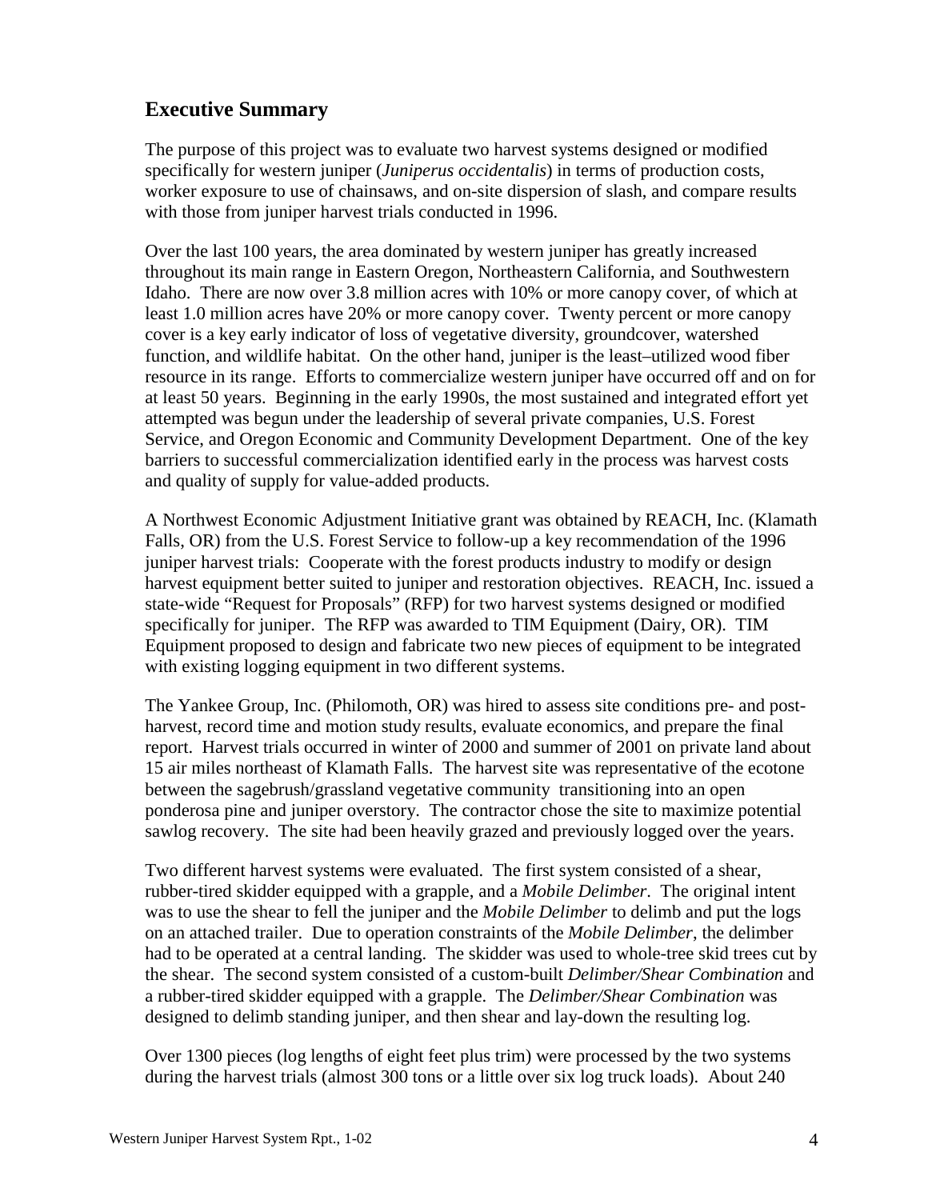## Executive Summary

The purpose of this project was to evaluate two harvest systems designed or modified specifically for western juniper (*Juniperus occidentalis*) in terms of production costs, worker exposure to use of chainsaws, and on-site dispersion of slash, and compare results with those from juniper harvest trials conducted in 1996.

Over the last 100 years, the area dominated by western juniper has greatly increased throughout its main range in Eastern Oregon, Northeastern California, and Southwestern Idaho. There are now over 3.8 million acres with 10% or more canopy cover, of which at least 1.0 million acres have 20% or more canopy cover. Twenty percent or more canopy cover is a key early indicator of loss of vegetative diversity, groundcover, watershed function, and wildlife habitat. On the other hand, juniper is the least–utilized wood fiber resource in its range. Efforts to commercialize western juniper have occurred off and on for at least 50 years. Beginning in the early 1990s, the most sustained and integrated effort yet attempted was begun under the leadership of several private companies, U.S. Forest Service, and Oregon Economic and Community Development Department. One of the key barriers to successful commercialization identified early in the process was harvest costs and quality of supply for value-added products.

A Northwest Economic Adjustment Initiative grant was obtained by REACH, Inc. (Klamath Falls, OR) from the U.S. Forest Service to follow-up a key recommendation of the 1996 juniper harvest trials: Cooperate with the forest products industry to modify or design harvest equipment better suited to juniper and restoration objectives. REACH, Inc. issued a state-wide "Request for Proposals" (RFP) for two harvest systems designed or modified specifically for juniper. The RFP was awarded to TIM Equipment (Dairy, OR). TIM Equipment proposed to design and fabricate two new pieces of equipment to be integrated with existing logging equipment in two different systems.

The Yankee Group, Inc. (Philomoth, OR) was hired to assess site conditions pre- and post-harvest, record time and motion study results, evaluate economics, and prepare the final report. Harvest trials occurred in winter of 2000 and summer of 2001 on private land about 15 air miles northeast of Klamath Falls. The harvest site was representative of the ecotone between the sagebrush/grassland vegetative community transitioning into an open ponderosa pine and juniper overstory. The contractor chose the site to maximize potential sawlog recovery. The site had been heavily grazed and previously logged over the years.

Two different harvest systems were evaluated. The first system consisted of a shear, rubber-tired skidder equipped with a grapple, and a *Mobile Delimber*. The original intent was to use the shear to fell the juniper and the *Mobile Delimber* to delimb and put the logs on an attached trailer. Due to operation constraints of the *Mobile Delimber*, the delimber had to be operated at a central landing. The skidder was used to whole-tree skid trees cut by the shear. The second system consisted of a custom-built *Delimber/Shear Combination* and a rubber-tired skidder equipped with a grapple. The *Delimber/Shear Combination* was designed to delimb standing juniper, and then shear and lay-down the resulting log.

Over 1300 pieces (log lengths of eight feet plus trim) were processed by the two systems during the harvest trials (almost 300 tons or a little over six log truck loads). About 240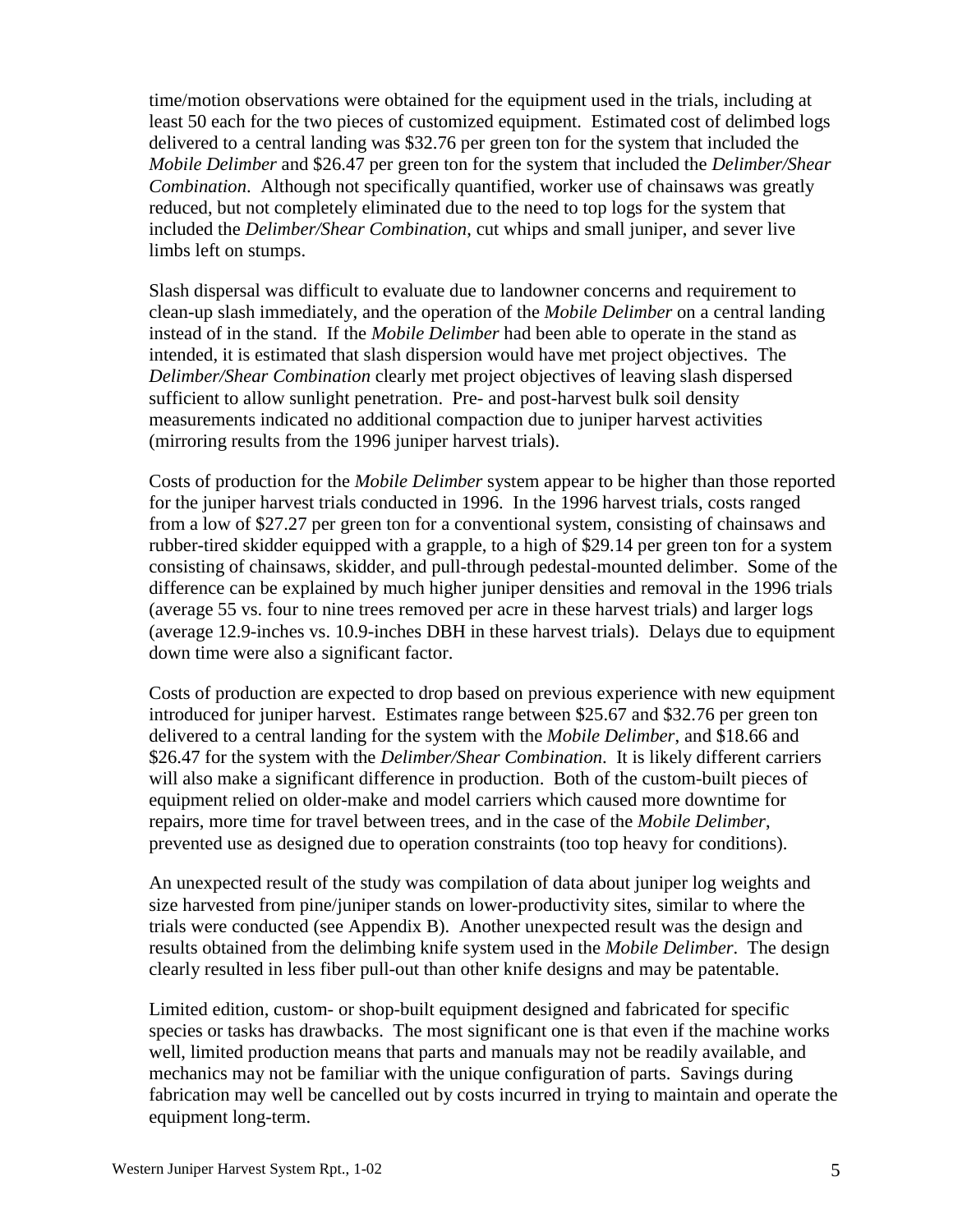time/motion observations were obtained for the equipment used in the trials, including at least 50 each for the two pieces of customized equipment. Estimated cost of delimbed logs delivered to a central landing was $32.76 per green ton for the system that included the *Mobile Delimber* and $26.47 per green ton for the system that included the *Delimber/Shear Combination*. Although not specifically quantified, worker use of chainsaws was greatly reduced, but not completely eliminated due to the need to top logs for the system that included the *Delimber/Shear Combination*, cut whips and small juniper, and sever live limbs left on stumps.

Slash dispersal was difficult to evaluate due to landowner concerns and requirement to clean-up slash immediately, and the operation of the *Mobile Delimber* on a central landing instead of in the stand. If the *Mobile Delimber* had been able to operate in the stand as intended, it is estimated that slash dispersion would have met project objectives. The *Delimber/Shear Combination* clearly met project objectives of leaving slash dispersed sufficient to allow sunlight penetration. Pre- and post-harvest bulk soil density measurements indicated no additional compaction due to juniper harvest activities (mirroring results from the 1996 juniper harvest trials).

Costs of production for the *Mobile Delimber* system appear to be higher than those reported for the juniper harvest trials conducted in 1996. In the 1996 harvest trials, costs ranged from a low of $27.27 per green ton for a conventional system, consisting of chainsaws and rubber-tired skidder equipped with a grapple, to a high of $29.14 per green ton for a system consisting of chainsaws, skidder, and pull-through pedestal-mounted delimber. Some of the difference can be explained by much higher juniper densities and removal in the 1996 trials (average 55 vs. four to nine trees removed per acre in these harvest trials) and larger logs (average 12.9-inches vs. 10.9-inches DBH in these harvest trials). Delays due to equipment down time were also a significant factor.

Costs of production are expected to drop based on previous experience with new equipment introduced for juniper harvest. Estimates range between $25.67 and $32.76 per green ton delivered to a central landing for the system with the *Mobile Delimber*, and $18.66 and $26.47 for the system with the *Delimber/Shear Combination*. It is likely different carriers will also make a significant difference in production. Both of the custom-built pieces of equipment relied on older-make and model carriers which caused more downtime for repairs, more time for travel between trees, and in the case of the *Mobile Delimber*, prevented use as designed due to operation constraints (too top heavy for conditions).

An unexpected result of the study was compilation of data about juniper log weights and size harvested from pine/juniper stands on lower-productivity sites, similar to where the trials were conducted (see Appendix B). Another unexpected result was the design and results obtained from the delimbing knife system used in the *Mobile Delimber*. The design clearly resulted in less fiber pull-out than other knife designs and may be patentable.

Limited edition, custom- or shop-built equipment designed and fabricated for specific species or tasks has drawbacks. The most significant one is that even if the machine works well, limited production means that parts and manuals may not be readily available, and mechanics may not be familiar with the unique configuration of parts. Savings during fabrication may well be cancelled out by costs incurred in trying to maintain and operate the equipment long-term.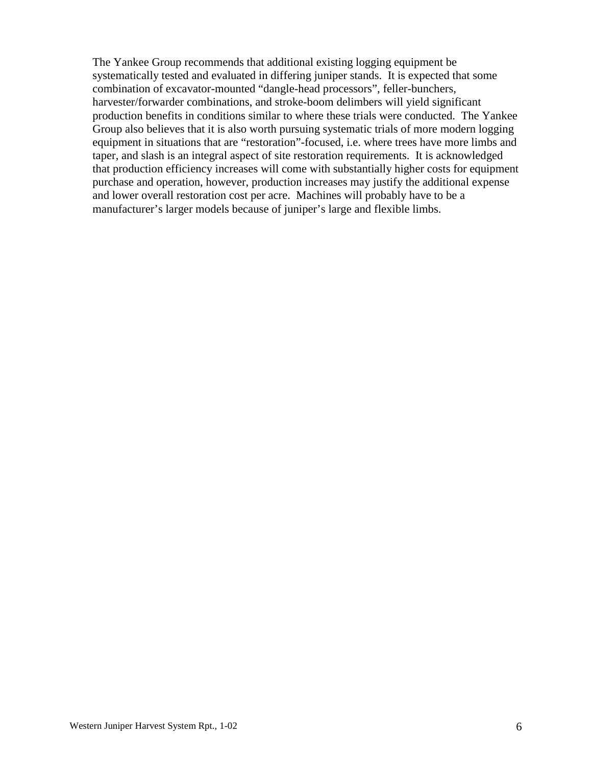The Yankee Group recommends that additional existing logging equipment be systematically tested and evaluated in differing juniper stands. It is expected that some combination of excavator-mounted "dangle-head processors", feller-bunchers, harvester/forwarder combinations, and stroke-boom delimbers will yield significant production benefits in conditions similar to where these trials were conducted. The Yankee Group also believes that it is also worth pursuing systematic trials of more modern logging equipment in situations that are "restoration"-focused, i.e. where trees have more limbs and taper, and slash is an integral aspect of site restoration requirements. It is acknowledged that production efficiency increases will come with substantially higher costs for equipment purchase and operation, however, production increases may justify the additional expense and lower overall restoration cost per acre. Machines will probably have to be a manufacturer's larger models because of juniper's large and flexible limbs.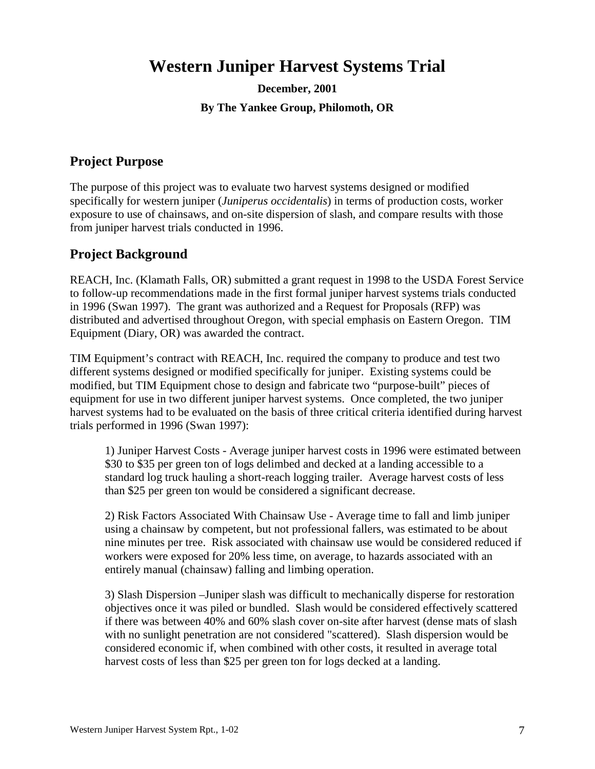# Western Juniper Harvest Systems Trial

**December, 2001**

**By The Yankee Group, Philomoth, OR**

## Project Purpose

The purpose of this project was to evaluate two harvest systems designed or modified specifically for western juniper (*Juniperus occidentalis*) in terms of production costs, worker exposure to use of chainsaws, and on-site dispersion of slash, and compare results with those from juniper harvest trials conducted in 1996.

## Project Background

REACH, Inc. (Klamath Falls, OR) submitted a grant request in 1998 to the USDA Forest Service to follow-up recommendations made in the first formal juniper harvest systems trials conducted in 1996 (Swan 1997). The grant was authorized and a Request for Proposals (RFP) was distributed and advertised throughout Oregon, with special emphasis on Eastern Oregon. TIM Equipment (Diary, OR) was awarded the contract.

TIM Equipment's contract with REACH, Inc. required the company to produce and test two different systems designed or modified specifically for juniper. Existing systems could be modified, but TIM Equipment chose to design and fabricate two "purpose-built" pieces of equipment for use in two different juniper harvest systems. Once completed, the two juniper harvest systems had to be evaluated on the basis of three critical criteria identified during harvest trials performed in 1996 (Swan 1997):

> 1) Juniper Harvest Costs - Average juniper harvest costs in 1996 were estimated between \$30 to \$35 per green ton of logs delimbed and decked at a landing accessible to a standard log truck hauling a short-reach logging trailer. Average harvest costs of less than \$25 per green ton would be considered a significant decrease.
>
> 2) Risk Factors Associated With Chainsaw Use - Average time to fall and limb juniper using a chainsaw by competent, but not professional fallers, was estimated to be about nine minutes per tree. Risk associated with chainsaw use would be considered reduced if workers were exposed for 20% less time, on average, to hazards associated with an entirely manual (chainsaw) falling and limbing operation.
>
> 3) Slash Dispersion –Juniper slash was difficult to mechanically disperse for restoration objectives once it was piled or bundled. Slash would be considered effectively scattered if there was between 40% and 60% slash cover on-site after harvest (dense mats of slash with no sunlight penetration are not considered "scattered). Slash dispersion would be considered economic if, when combined with other costs, it resulted in average total harvest costs of less than \$25 per green ton for logs decked at a landing.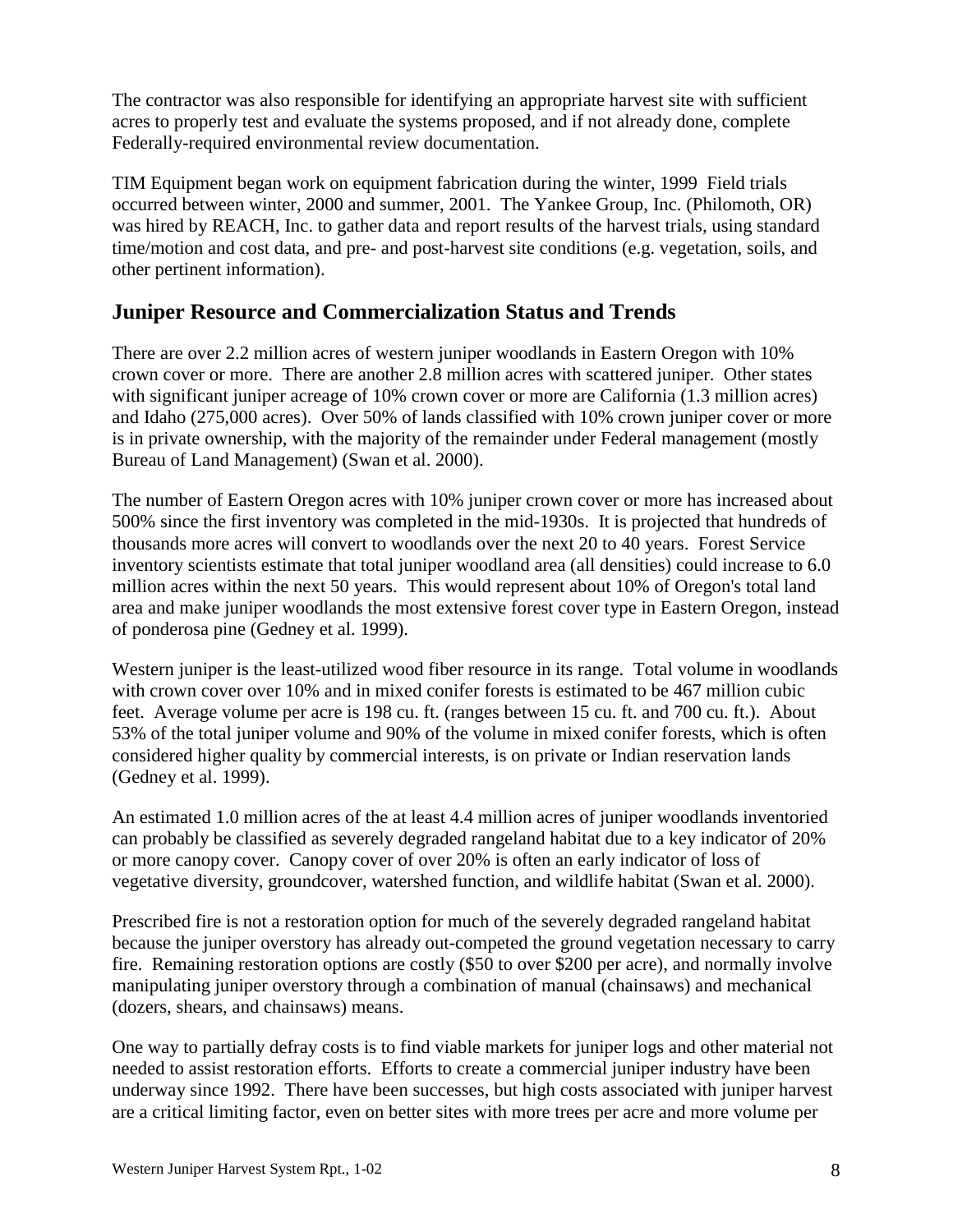The contractor was also responsible for identifying an appropriate harvest site with sufficient acres to properly test and evaluate the systems proposed, and if not already done, complete Federally-required environmental review documentation.

TIM Equipment began work on equipment fabrication during the winter, 1999 Field trials occurred between winter, 2000 and summer, 2001. The Yankee Group, Inc. (Philomoth, OR) was hired by REACH, Inc. to gather data and report results of the harvest trials, using standard time/motion and cost data, and pre- and post-harvest site conditions (e.g. vegetation, soils, and other pertinent information).

## Juniper Resource and Commercialization Status and Trends

There are over 2.2 million acres of western juniper woodlands in Eastern Oregon with 10% crown cover or more. There are another 2.8 million acres with scattered juniper. Other states with significant juniper acreage of 10% crown cover or more are California (1.3 million acres) and Idaho (275,000 acres). Over 50% of lands classified with 10% crown juniper cover or more is in private ownership, with the majority of the remainder under Federal management (mostly Bureau of Land Management) (Swan et al. 2000).

The number of Eastern Oregon acres with 10% juniper crown cover or more has increased about 500% since the first inventory was completed in the mid-1930s. It is projected that hundreds of thousands more acres will convert to woodlands over the next 20 to 40 years. Forest Service inventory scientists estimate that total juniper woodland area (all densities) could increase to 6.0 million acres within the next 50 years. This would represent about 10% of Oregon's total land area and make juniper woodlands the most extensive forest cover type in Eastern Oregon, instead of ponderosa pine (Gedney et al. 1999).

Western juniper is the least-utilized wood fiber resource in its range. Total volume in woodlands with crown cover over 10% and in mixed conifer forests is estimated to be 467 million cubic feet. Average volume per acre is 198 cu. ft. (ranges between 15 cu. ft. and 700 cu. ft.). About 53% of the total juniper volume and 90% of the volume in mixed conifer forests, which is often considered higher quality by commercial interests, is on private or Indian reservation lands (Gedney et al. 1999).

An estimated 1.0 million acres of the at least 4.4 million acres of juniper woodlands inventoried can probably be classified as severely degraded rangeland habitat due to a key indicator of 20% or more canopy cover. Canopy cover of over 20% is often an early indicator of loss of vegetative diversity, groundcover, watershed function, and wildlife habitat (Swan et al. 2000).

Prescribed fire is not a restoration option for much of the severely degraded rangeland habitat because the juniper overstory has already out-competed the ground vegetation necessary to carry fire. Remaining restoration options are costly ($50 to over $200 per acre), and normally involve manipulating juniper overstory through a combination of manual (chainsaws) and mechanical (dozers, shears, and chainsaws) means.

One way to partially defray costs is to find viable markets for juniper logs and other material not needed to assist restoration efforts. Efforts to create a commercial juniper industry have been underway since 1992. There have been successes, but high costs associated with juniper harvest are a critical limiting factor, even on better sites with more trees per acre and more volume per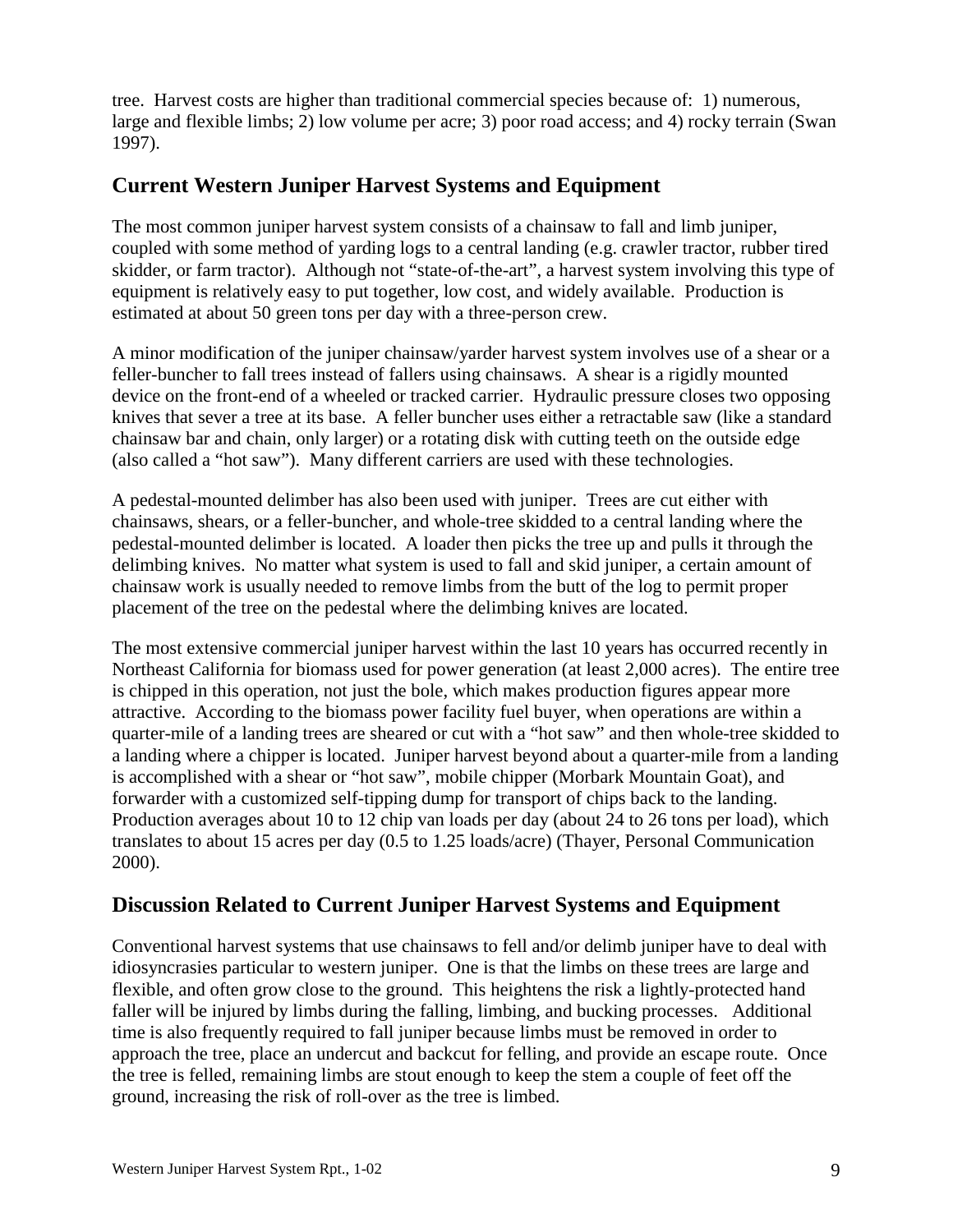tree. Harvest costs are higher than traditional commercial species because of: 1) numerous, large and flexible limbs; 2) low volume per acre; 3) poor road access; and 4) rocky terrain (Swan 1997).

## Current Western Juniper Harvest Systems and Equipment

The most common juniper harvest system consists of a chainsaw to fall and limb juniper, coupled with some method of yarding logs to a central landing (e.g. crawler tractor, rubber tired skidder, or farm tractor). Although not "state-of-the-art", a harvest system involving this type of equipment is relatively easy to put together, low cost, and widely available. Production is estimated at about 50 green tons per day with a three-person crew.

A minor modification of the juniper chainsaw/yarder harvest system involves use of a shear or a feller-buncher to fall trees instead of fallers using chainsaws. A shear is a rigidly mounted device on the front-end of a wheeled or tracked carrier. Hydraulic pressure closes two opposing knives that sever a tree at its base. A feller buncher uses either a retractable saw (like a standard chainsaw bar and chain, only larger) or a rotating disk with cutting teeth on the outside edge (also called a "hot saw"). Many different carriers are used with these technologies.

A pedestal-mounted delimber has also been used with juniper. Trees are cut either with chainsaws, shears, or a feller-buncher, and whole-tree skidded to a central landing where the pedestal-mounted delimber is located. A loader then picks the tree up and pulls it through the delimbing knives. No matter what system is used to fall and skid juniper, a certain amount of chainsaw work is usually needed to remove limbs from the butt of the log to permit proper placement of the tree on the pedestal where the delimbing knives are located.

The most extensive commercial juniper harvest within the last 10 years has occurred recently in Northeast California for biomass used for power generation (at least 2,000 acres). The entire tree is chipped in this operation, not just the bole, which makes production figures appear more attractive. According to the biomass power facility fuel buyer, when operations are within a quarter-mile of a landing trees are sheared or cut with a "hot saw" and then whole-tree skidded to a landing where a chipper is located. Juniper harvest beyond about a quarter-mile from a landing is accomplished with a shear or "hot saw", mobile chipper (Morbark Mountain Goat), and forwarder with a customized self-tipping dump for transport of chips back to the landing. Production averages about 10 to 12 chip van loads per day (about 24 to 26 tons per load), which translates to about 15 acres per day (0.5 to 1.25 loads/acre) (Thayer, Personal Communication 2000).

## Discussion Related to Current Juniper Harvest Systems and Equipment

Conventional harvest systems that use chainsaws to fell and/or delimb juniper have to deal with idiosyncrasies particular to western juniper. One is that the limbs on these trees are large and flexible, and often grow close to the ground. This heightens the risk a lightly-protected hand faller will be injured by limbs during the falling, limbing, and bucking processes. Additional time is also frequently required to fall juniper because limbs must be removed in order to approach the tree, place an undercut and backcut for felling, and provide an escape route. Once the tree is felled, remaining limbs are stout enough to keep the stem a couple of feet off the ground, increasing the risk of roll-over as the tree is limbed.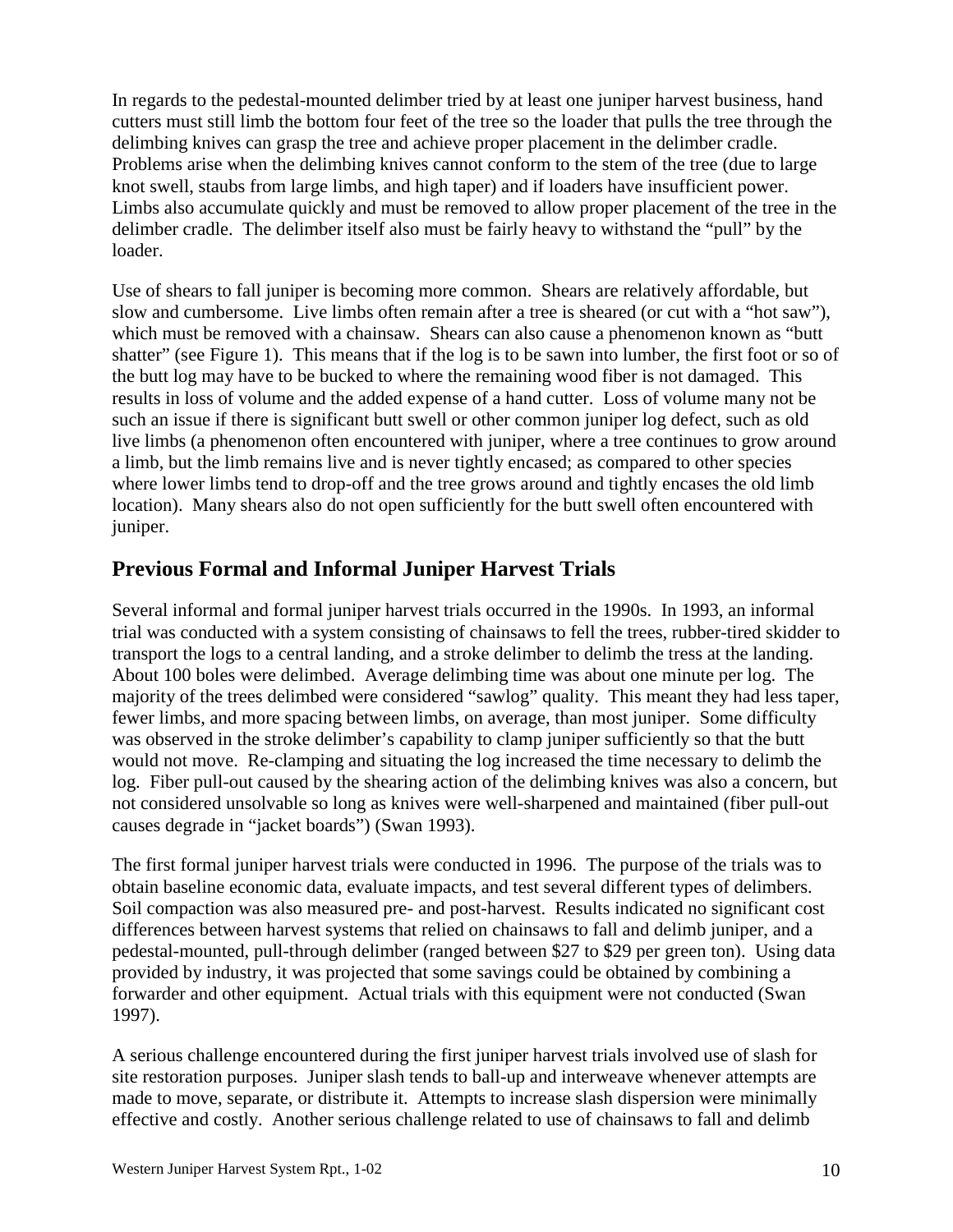In regards to the pedestal-mounted delimber tried by at least one juniper harvest business, hand cutters must still limb the bottom four feet of the tree so the loader that pulls the tree through the delimbing knives can grasp the tree and achieve proper placement in the delimber cradle. Problems arise when the delimbing knives cannot conform to the stem of the tree (due to large knot swell, staubs from large limbs, and high taper) and if loaders have insufficient power. Limbs also accumulate quickly and must be removed to allow proper placement of the tree in the delimber cradle. The delimber itself also must be fairly heavy to withstand the "pull" by the loader.

Use of shears to fall juniper is becoming more common. Shears are relatively affordable, but slow and cumbersome. Live limbs often remain after a tree is sheared (or cut with a "hot saw"), which must be removed with a chainsaw. Shears can also cause a phenomenon known as "butt shatter" (see Figure 1). This means that if the log is to be sawn into lumber, the first foot or so of the butt log may have to be bucked to where the remaining wood fiber is not damaged. This results in loss of volume and the added expense of a hand cutter. Loss of volume many not be such an issue if there is significant butt swell or other common juniper log defect, such as old live limbs (a phenomenon often encountered with juniper, where a tree continues to grow around a limb, but the limb remains live and is never tightly encased; as compared to other species where lower limbs tend to drop-off and the tree grows around and tightly encases the old limb location). Many shears also do not open sufficiently for the butt swell often encountered with juniper.

## Previous Formal and Informal Juniper Harvest Trials

Several informal and formal juniper harvest trials occurred in the 1990s. In 1993, an informal trial was conducted with a system consisting of chainsaws to fell the trees, rubber-tired skidder to transport the logs to a central landing, and a stroke delimber to delimb the tress at the landing. About 100 boles were delimbed. Average delimbing time was about one minute per log. The majority of the trees delimbed were considered "sawlog" quality. This meant they had less taper, fewer limbs, and more spacing between limbs, on average, than most juniper. Some difficulty was observed in the stroke delimber's capability to clamp juniper sufficiently so that the butt would not move. Re-clamping and situating the log increased the time necessary to delimb the log. Fiber pull-out caused by the shearing action of the delimbing knives was also a concern, but not considered unsolvable so long as knives were well-sharpened and maintained (fiber pull-out causes degrade in "jacket boards") (Swan 1993).

The first formal juniper harvest trials were conducted in 1996. The purpose of the trials was to obtain baseline economic data, evaluate impacts, and test several different types of delimbers. Soil compaction was also measured pre- and post-harvest. Results indicated no significant cost differences between harvest systems that relied on chainsaws to fall and delimb juniper, and a pedestal-mounted, pull-through delimber (ranged between $27 to $29 per green ton). Using data provided by industry, it was projected that some savings could be obtained by combining a forwarder and other equipment. Actual trials with this equipment were not conducted (Swan 1997).

A serious challenge encountered during the first juniper harvest trials involved use of slash for site restoration purposes. Juniper slash tends to ball-up and interweave whenever attempts are made to move, separate, or distribute it. Attempts to increase slash dispersion were minimally effective and costly. Another serious challenge related to use of chainsaws to fall and delimb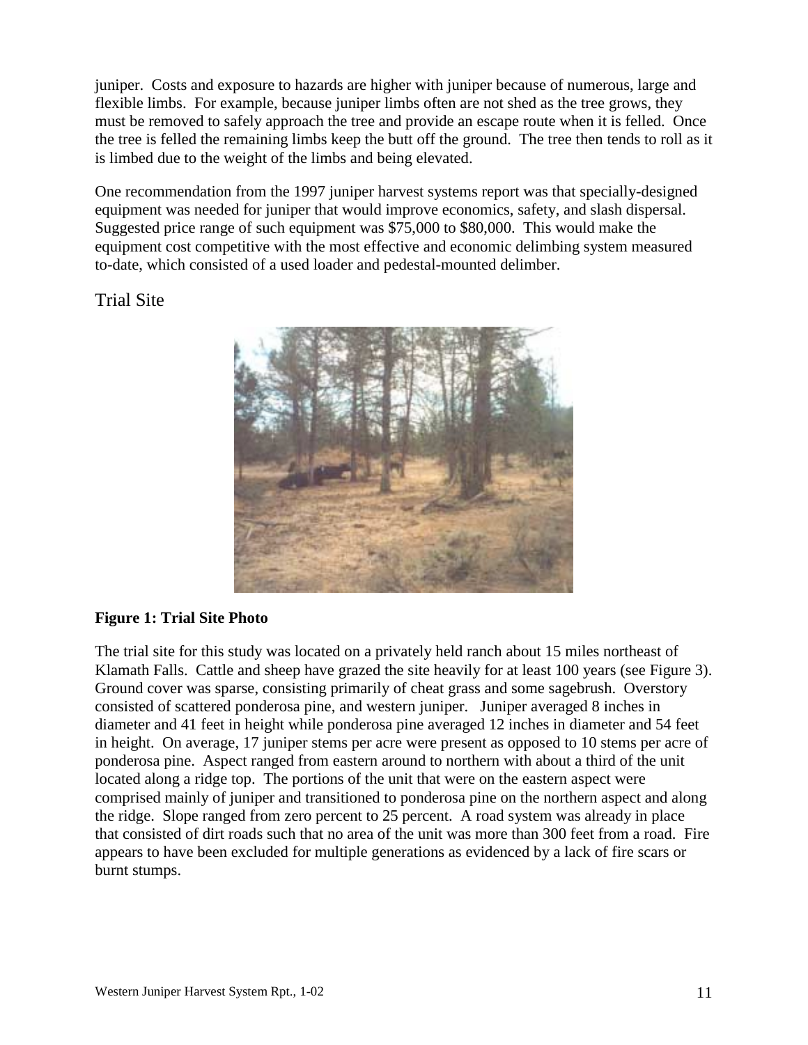juniper. Costs and exposure to hazards are higher with juniper because of numerous, large and flexible limbs. For example, because juniper limbs often are not shed as the tree grows, they must be removed to safely approach the tree and provide an escape route when it is felled. Once the tree is felled the remaining limbs keep the butt off the ground. The tree then tends to roll as it is limbed due to the weight of the limbs and being elevated.

One recommendation from the 1997 juniper harvest systems report was that specially-designed equipment was needed for juniper that would improve economics, safety, and slash dispersal. Suggested price range of such equipment was $75,000 to $80,000. This would make the equipment cost competitive with the most effective and economic delimbing system measured to-date, which consisted of a used loader and pedestal-mounted delimber.

## Trial Site

**Figure 1: Trial Site Photo**

The trial site for this study was located on a privately held ranch about 15 miles northeast of Klamath Falls. Cattle and sheep have grazed the site heavily for at least 100 years (see Figure 3). Ground cover was sparse, consisting primarily of cheat grass and some sagebrush. Overstory consisted of scattered ponderosa pine, and western juniper. Juniper averaged 8 inches in diameter and 41 feet in height while ponderosa pine averaged 12 inches in diameter and 54 feet in height. On average, 17 juniper stems per acre were present as opposed to 10 stems per acre of ponderosa pine. Aspect ranged from eastern around to northern with about a third of the unit located along a ridge top. The portions of the unit that were on the eastern aspect were comprised mainly of juniper and transitioned to ponderosa pine on the northern aspect and along the ridge. Slope ranged from zero percent to 25 percent. A road system was already in place that consisted of dirt roads such that no area of the unit was more than 300 feet from a road. Fire appears to have been excluded for multiple generations as evidenced by a lack of fire scars or burnt stumps.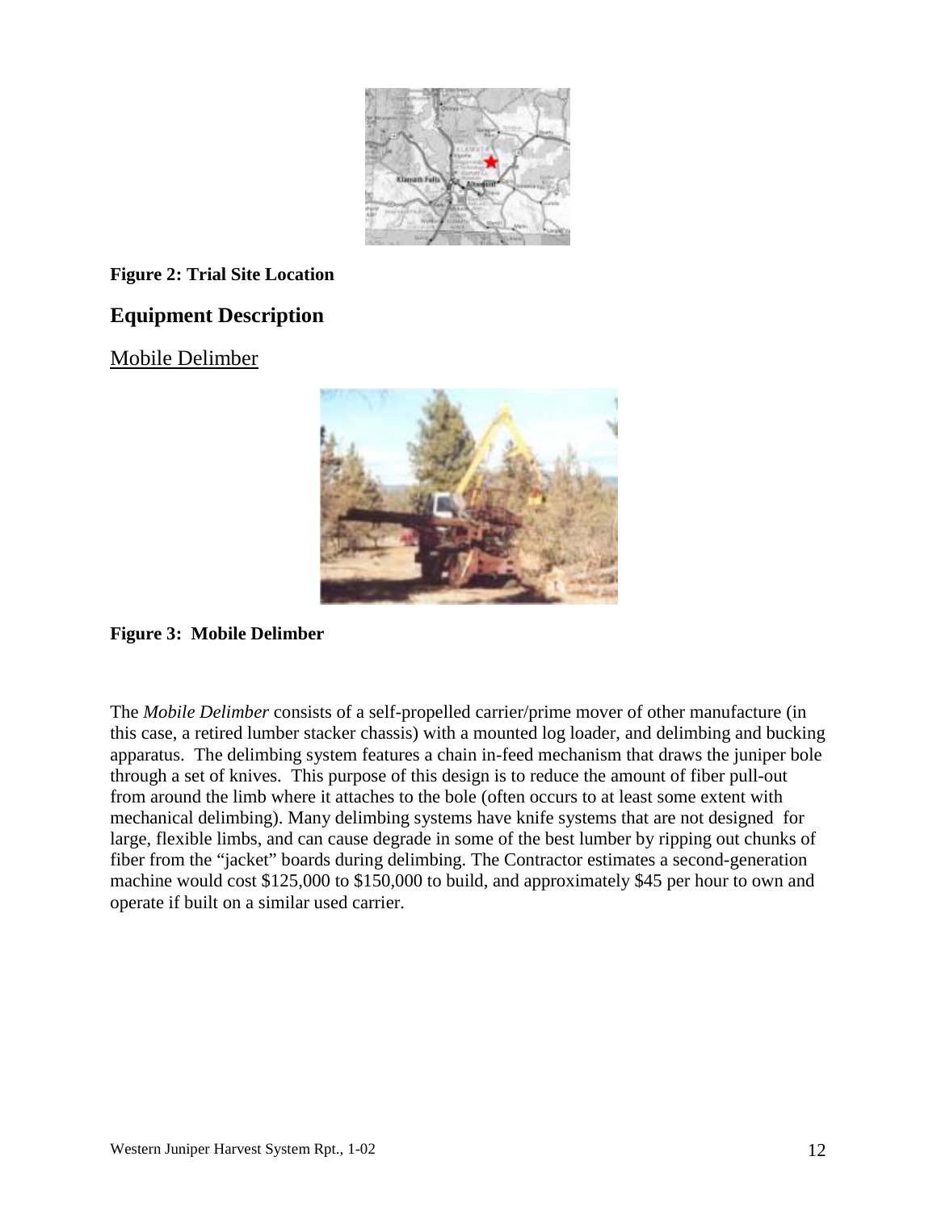**Figure 2: Trial Site Location**

## Equipment Description

### Mobile Delimber

**Figure 3: Mobile Delimber**

The *Mobile Delimber* consists of a self-propelled carrier/prime mover of other manufacture (in this case, a retired lumber stacker chassis) with a mounted log loader, and delimbing and bucking apparatus. The delimbing system features a chain in-feed mechanism that draws the juniper bole through a set of knives. This purpose of this design is to reduce the amount of fiber pull-out from around the limb where it attaches to the bole (often occurs to at least some extent with mechanical delimbing). Many delimbing systems have knife systems that are not designed for large, flexible limbs, and can cause degrade in some of the best lumber by ripping out chunks of fiber from the "jacket" boards during delimbing. The Contractor estimates a second-generation machine would cost $125,000 to $150,000 to build, and approximately $45 per hour to own and operate if built on a similar used carrier.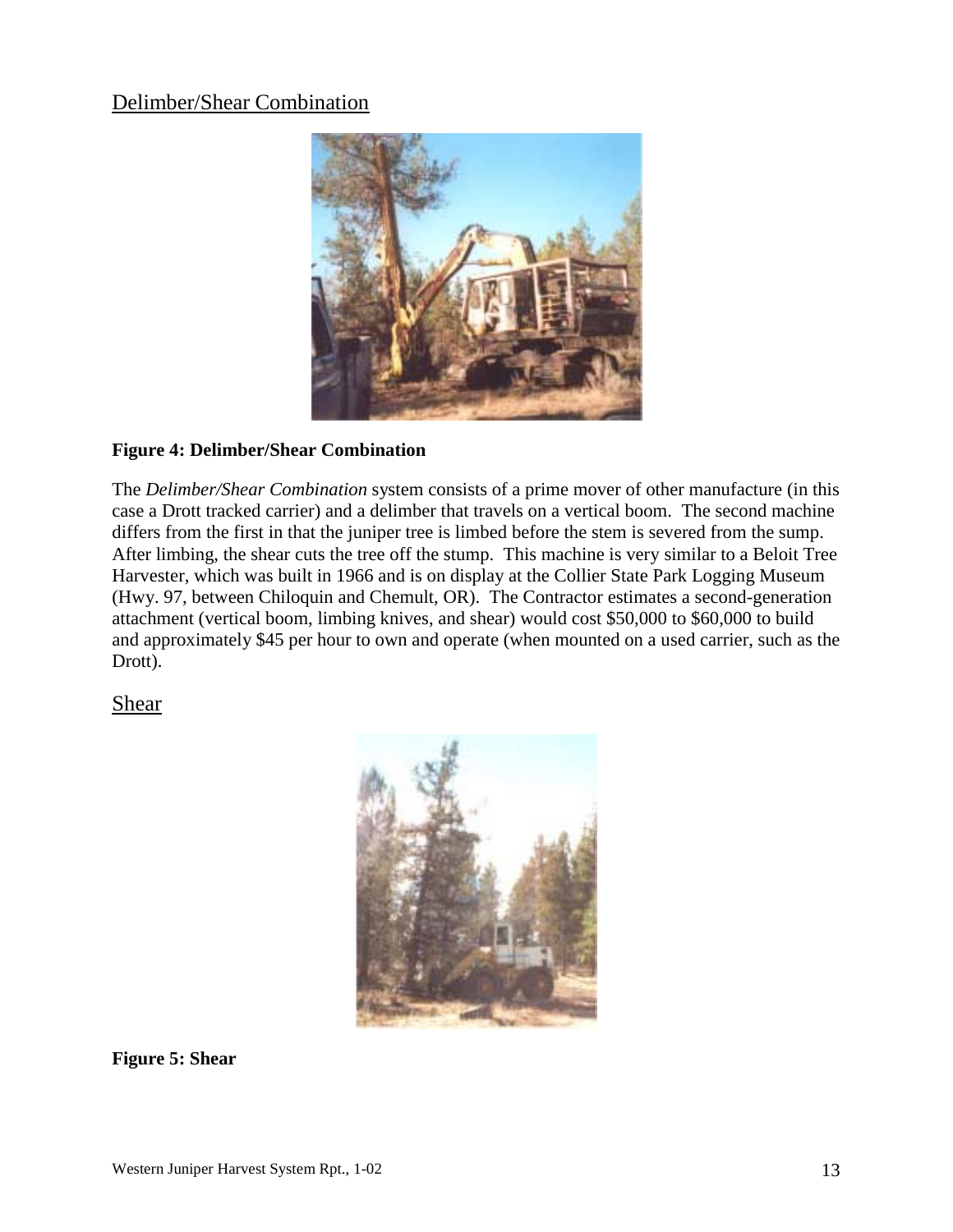## Delimber/Shear Combination

**Figure 4: Delimber/Shear Combination**

The *Delimber/Shear Combination* system consists of a prime mover of other manufacture (in this case a Drott tracked carrier) and a delimber that travels on a vertical boom. The second machine differs from the first in that the juniper tree is limbed before the stem is severed from the sump. After limbing, the shear cuts the tree off the stump. This machine is very similar to a Beloit Tree Harvester, which was built in 1966 and is on display at the Collier State Park Logging Museum (Hwy. 97, between Chiloquin and Chemult, OR). The Contractor estimates a second-generation attachment (vertical boom, limbing knives, and shear) would cost $50,000 to $60,000 to build and approximately $45 per hour to own and operate (when mounted on a used carrier, such as the Drott).

## Shear

**Figure 5: Shear**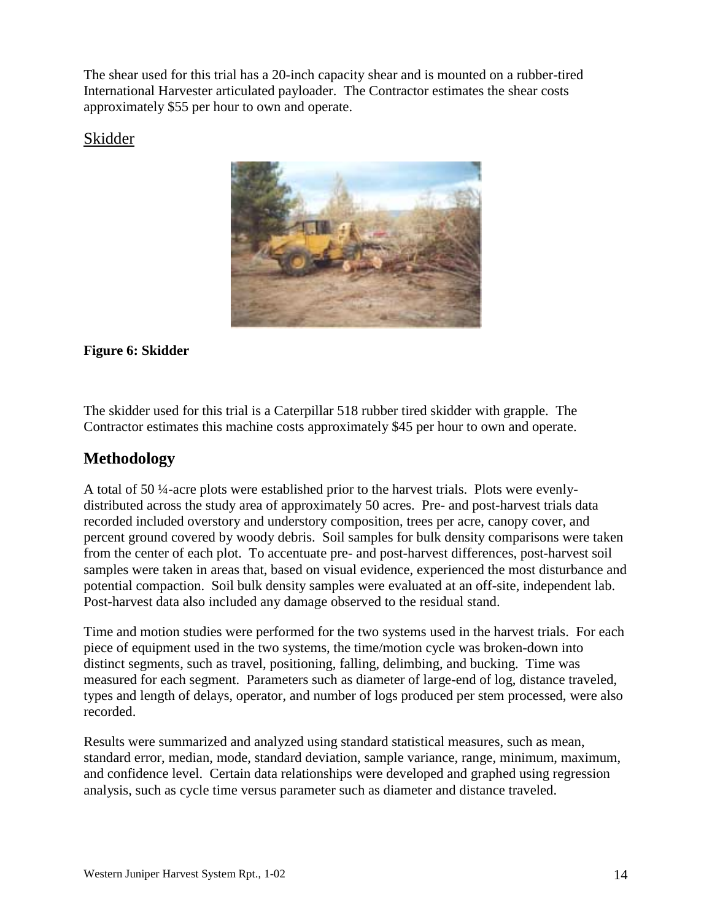The shear used for this trial has a 20-inch capacity shear and is mounted on a rubber-tired International Harvester articulated payloader. The Contractor estimates the shear costs approximately $55 per hour to own and operate.

## Skidder

**Figure 6: Skidder**

The skidder used for this trial is a Caterpillar 518 rubber tired skidder with grapple. The Contractor estimates this machine costs approximately $45 per hour to own and operate.

# Methodology

A total of 50 ¼-acre plots were established prior to the harvest trials. Plots were evenly-distributed across the study area of approximately 50 acres. Pre- and post-harvest trials data recorded included overstory and understory composition, trees per acre, canopy cover, and percent ground covered by woody debris. Soil samples for bulk density comparisons were taken from the center of each plot. To accentuate pre- and post-harvest differences, post-harvest soil samples were taken in areas that, based on visual evidence, experienced the most disturbance and potential compaction. Soil bulk density samples were evaluated at an off-site, independent lab. Post-harvest data also included any damage observed to the residual stand.

Time and motion studies were performed for the two systems used in the harvest trials. For each piece of equipment used in the two systems, the time/motion cycle was broken-down into distinct segments, such as travel, positioning, falling, delimbing, and bucking. Time was measured for each segment. Parameters such as diameter of large-end of log, distance traveled, types and length of delays, operator, and number of logs produced per stem processed, were also recorded.

Results were summarized and analyzed using standard statistical measures, such as mean, standard error, median, mode, standard deviation, sample variance, range, minimum, maximum, and confidence level. Certain data relationships were developed and graphed using regression analysis, such as cycle time versus parameter such as diameter and distance traveled.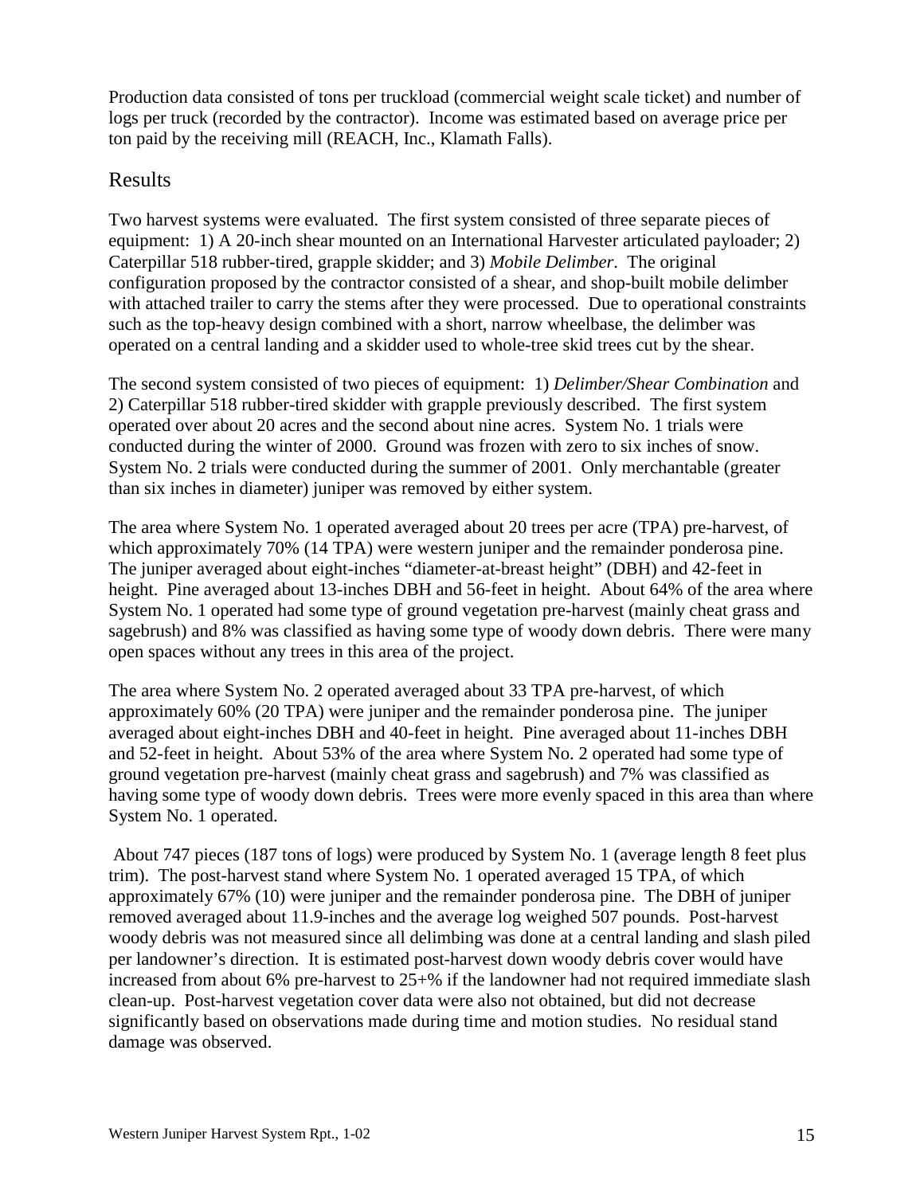Production data consisted of tons per truckload (commercial weight scale ticket) and number of logs per truck (recorded by the contractor). Income was estimated based on average price per ton paid by the receiving mill (REACH, Inc., Klamath Falls).

## Results

Two harvest systems were evaluated. The first system consisted of three separate pieces of equipment: 1) A 20-inch shear mounted on an International Harvester articulated payloader; 2) Caterpillar 518 rubber-tired, grapple skidder; and 3) *Mobile Delimber*. The original configuration proposed by the contractor consisted of a shear, and shop-built mobile delimber with attached trailer to carry the stems after they were processed. Due to operational constraints such as the top-heavy design combined with a short, narrow wheelbase, the delimber was operated on a central landing and a skidder used to whole-tree skid trees cut by the shear.

The second system consisted of two pieces of equipment: 1) *Delimber/Shear Combination* and 2) Caterpillar 518 rubber-tired skidder with grapple previously described. The first system operated over about 20 acres and the second about nine acres. System No. 1 trials were conducted during the winter of 2000. Ground was frozen with zero to six inches of snow. System No. 2 trials were conducted during the summer of 2001. Only merchantable (greater than six inches in diameter) juniper was removed by either system.

The area where System No. 1 operated averaged about 20 trees per acre (TPA) pre-harvest, of which approximately 70% (14 TPA) were western juniper and the remainder ponderosa pine. The juniper averaged about eight-inches "diameter-at-breast height" (DBH) and 42-feet in height. Pine averaged about 13-inches DBH and 56-feet in height. About 64% of the area where System No. 1 operated had some type of ground vegetation pre-harvest (mainly cheat grass and sagebrush) and 8% was classified as having some type of woody down debris. There were many open spaces without any trees in this area of the project.

The area where System No. 2 operated averaged about 33 TPA pre-harvest, of which approximately 60% (20 TPA) were juniper and the remainder ponderosa pine. The juniper averaged about eight-inches DBH and 40-feet in height. Pine averaged about 11-inches DBH and 52-feet in height. About 53% of the area where System No. 2 operated had some type of ground vegetation pre-harvest (mainly cheat grass and sagebrush) and 7% was classified as having some type of woody down debris. Trees were more evenly spaced in this area than where System No. 1 operated.

About 747 pieces (187 tons of logs) were produced by System No. 1 (average length 8 feet plus trim). The post-harvest stand where System No. 1 operated averaged 15 TPA, of which approximately 67% (10) were juniper and the remainder ponderosa pine. The DBH of juniper removed averaged about 11.9-inches and the average log weighed 507 pounds. Post-harvest woody debris was not measured since all delimbing was done at a central landing and slash piled per landowner's direction. It is estimated post-harvest down woody debris cover would have increased from about 6% pre-harvest to 25+% if the landowner had not required immediate slash clean-up. Post-harvest vegetation cover data were also not obtained, but did not decrease significantly based on observations made during time and motion studies. No residual stand damage was observed.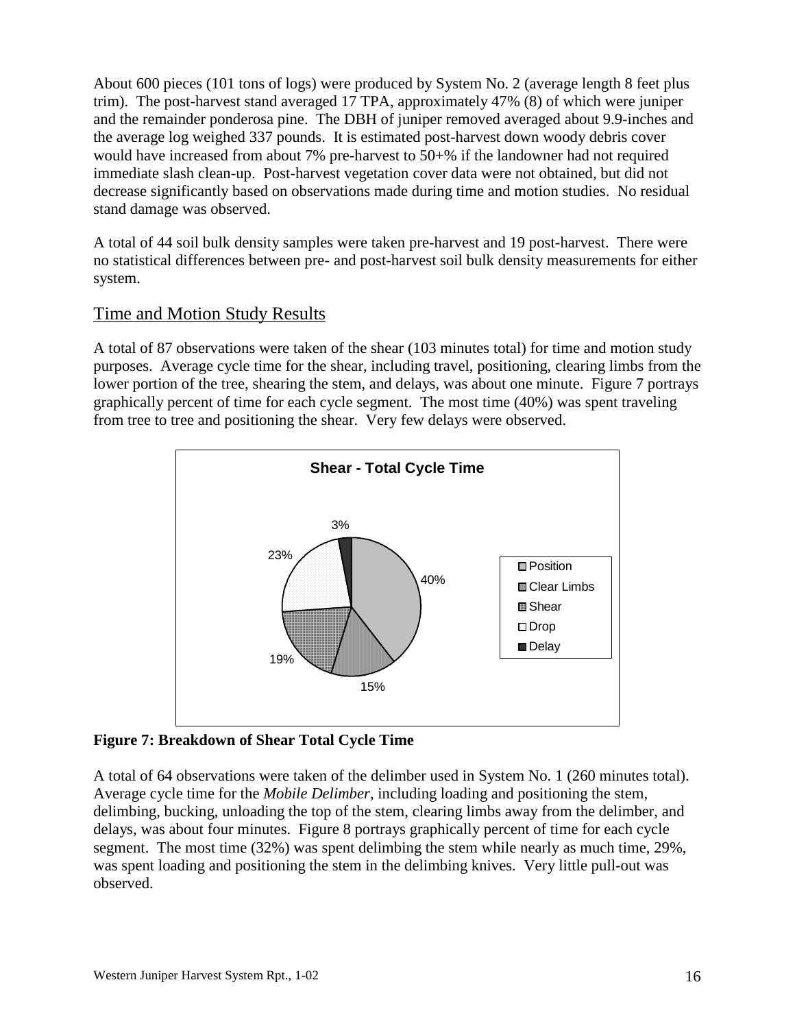About 600 pieces (101 tons of logs) were produced by System No. 2 (average length 8 feet plus trim). The post-harvest stand averaged 17 TPA, approximately 47% (8) of which were juniper and the remainder ponderosa pine. The DBH of juniper removed averaged about 9.9-inches and the average log weighed 337 pounds. It is estimated post-harvest down woody debris cover would have increased from about 7% pre-harvest to 50+% if the landowner had not required immediate slash clean-up. Post-harvest vegetation cover data were not obtained, but did not decrease significantly based on observations made during time and motion studies. No residual stand damage was observed.

A total of 44 soil bulk density samples were taken pre-harvest and 19 post-harvest. There were no statistical differences between pre- and post-harvest soil bulk density measurements for either system.

## Time and Motion Study Results

A total of 87 observations were taken of the shear (103 minutes total) for time and motion study purposes. Average cycle time for the shear, including travel, positioning, clearing limbs from the lower portion of the tree, shearing the stem, and delays, was about one minute. Figure 7 portrays graphically percent of time for each cycle segment. The most time (40%) was spent traveling from tree to tree and positioning the shear. Very few delays were observed.

**Shear - Total Cycle Time**

| Segment | Percent |
|---|---|
| Position | 40% |
| Clear Limbs | 15% |
| Shear | 19% |
| Drop | 23% |
| Delay | 3% |

**Figure 7: Breakdown of Shear Total Cycle Time**

A total of 64 observations were taken of the delimber used in System No. 1 (260 minutes total). Average cycle time for the *Mobile Delimber*, including loading and positioning the stem, delimbing, bucking, unloading the top of the stem, clearing limbs away from the delimber, and delays, was about four minutes. Figure 8 portrays graphically percent of time for each cycle segment. The most time (32%) was spent delimbing the stem while nearly as much time, 29%, was spent loading and positioning the stem in the delimbing knives. Very little pull-out was observed.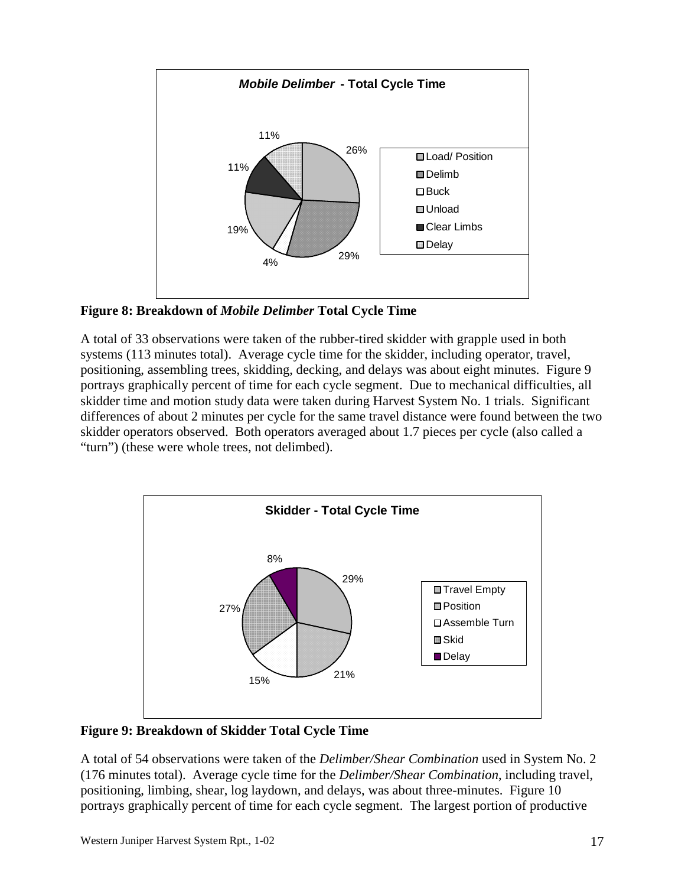**Figure 8: Breakdown of *Mobile Delimber* Total Cycle Time**

A total of 33 observations were taken of the rubber-tired skidder with grapple used in both systems (113 minutes total). Average cycle time for the skidder, including operator, travel, positioning, assembling trees, skidding, decking, and delays was about eight minutes. Figure 9 portrays graphically percent of time for each cycle segment. Due to mechanical difficulties, all skidder time and motion study data were taken during Harvest System No. 1 trials. Significant differences of about 2 minutes per cycle for the same travel distance were found between the two skidder operators observed. Both operators averaged about 1.7 pieces per cycle (also called a "turn") (these were whole trees, not delimbed).

**Figure 9: Breakdown of Skidder Total Cycle Time**

A total of 54 observations were taken of the *Delimber/Shear Combination* used in System No. 2 (176 minutes total). Average cycle time for the *Delimber/Shear Combination*, including travel, positioning, limbing, shear, log laydown, and delays, was about three-minutes. Figure 10 portrays graphically percent of time for each cycle segment. The largest portion of productive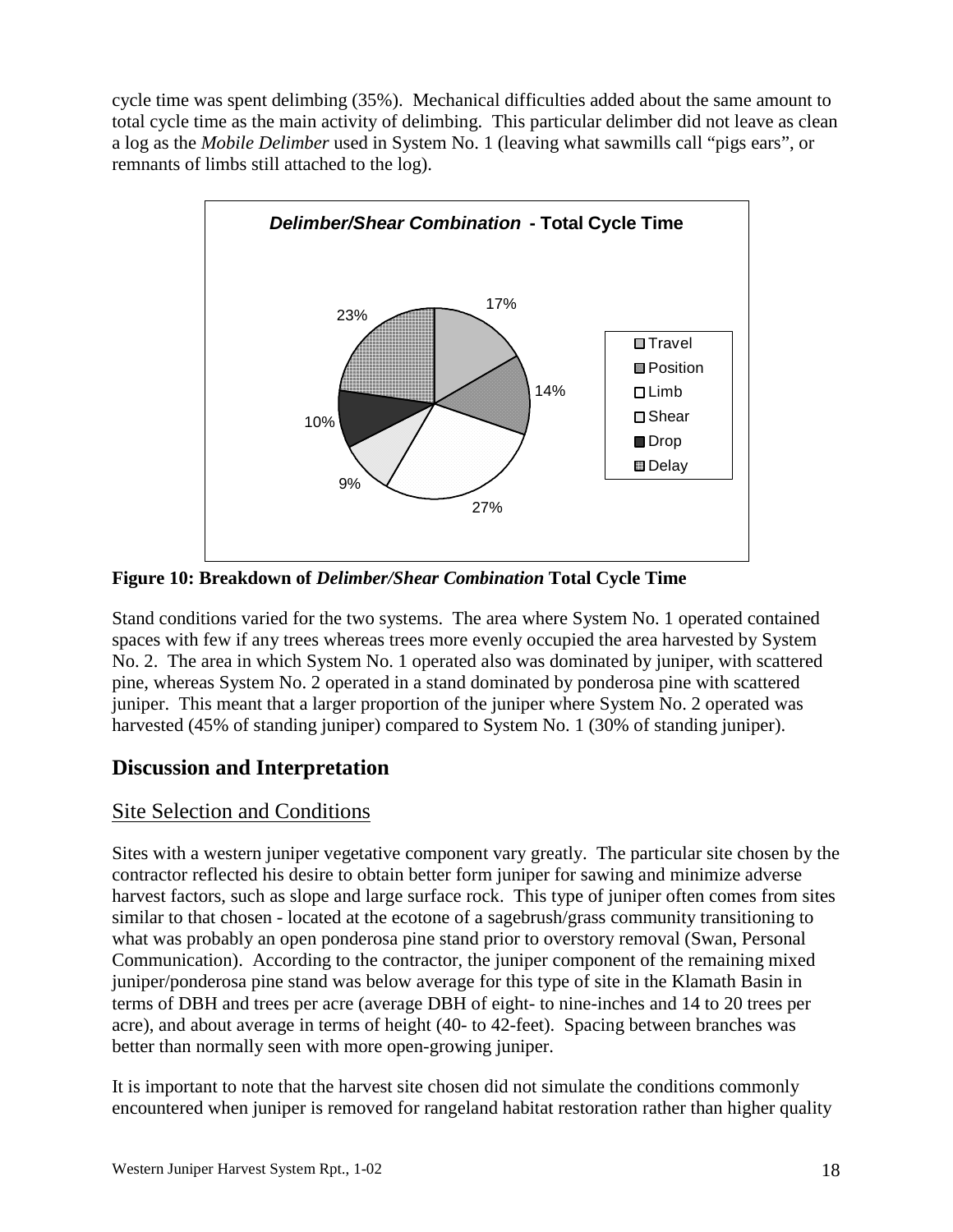cycle time was spent delimbing (35%). Mechanical difficulties added about the same amount to total cycle time as the main activity of delimbing. This particular delimber did not leave as clean a log as the *Mobile Delimber* used in System No. 1 (leaving what sawmills call "pigs ears", or remnants of limbs still attached to the log).

**Figure 10: Breakdown of *Delimber/Shear Combination* Total Cycle Time**

Stand conditions varied for the two systems. The area where System No. 1 operated contained spaces with few if any trees whereas trees more evenly occupied the area harvested by System No. 2. The area in which System No. 1 operated also was dominated by juniper, with scattered pine, whereas System No. 2 operated in a stand dominated by ponderosa pine with scattered juniper. This meant that a larger proportion of the juniper where System No. 2 operated was harvested (45% of standing juniper) compared to System No. 1 (30% of standing juniper).

## Discussion and Interpretation

### Site Selection and Conditions

Sites with a western juniper vegetative component vary greatly. The particular site chosen by the contractor reflected his desire to obtain better form juniper for sawing and minimize adverse harvest factors, such as slope and large surface rock. This type of juniper often comes from sites similar to that chosen - located at the ecotone of a sagebrush/grass community transitioning to what was probably an open ponderosa pine stand prior to overstory removal (Swan, Personal Communication). According to the contractor, the juniper component of the remaining mixed juniper/ponderosa pine stand was below average for this type of site in the Klamath Basin in terms of DBH and trees per acre (average DBH of eight- to nine-inches and 14 to 20 trees per acre), and about average in terms of height (40- to 42-feet). Spacing between branches was better than normally seen with more open-growing juniper.

It is important to note that the harvest site chosen did not simulate the conditions commonly encountered when juniper is removed for rangeland habitat restoration rather than higher quality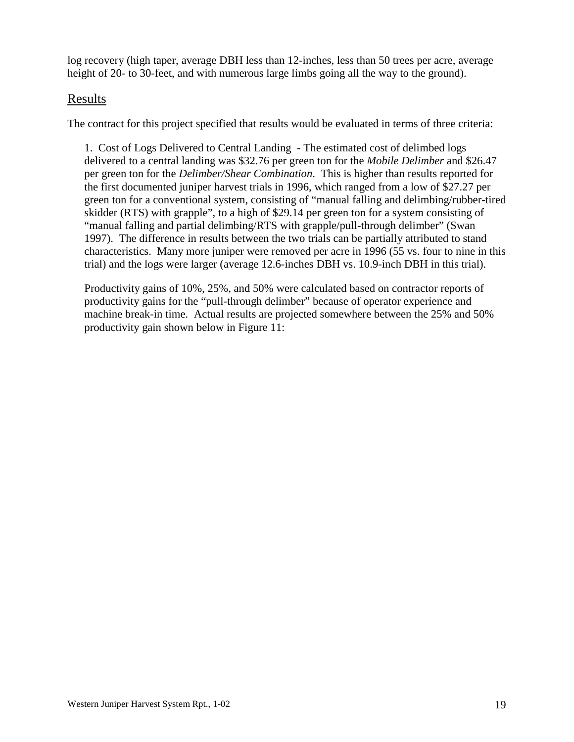log recovery (high taper, average DBH less than 12-inches, less than 50 trees per acre, average height of 20- to 30-feet, and with numerous large limbs going all the way to the ground).

## Results

The contract for this project specified that results would be evaluated in terms of three criteria:

1. Cost of Logs Delivered to Central Landing - The estimated cost of delimbed logs delivered to a central landing was $32.76 per green ton for the *Mobile Delimber* and $26.47 per green ton for the *Delimber/Shear Combination*. This is higher than results reported for the first documented juniper harvest trials in 1996, which ranged from a low of $27.27 per green ton for a conventional system, consisting of "manual falling and delimbing/rubber-tired skidder (RTS) with grapple", to a high of $29.14 per green ton for a system consisting of "manual falling and partial delimbing/RTS with grapple/pull-through delimber" (Swan 1997). The difference in results between the two trials can be partially attributed to stand characteristics. Many more juniper were removed per acre in 1996 (55 vs. four to nine in this trial) and the logs were larger (average 12.6-inches DBH vs. 10.9-inch DBH in this trial).

   Productivity gains of 10%, 25%, and 50% were calculated based on contractor reports of productivity gains for the "pull-through delimber" because of operator experience and machine break-in time. Actual results are projected somewhere between the 25% and 50% productivity gain shown below in Figure 11: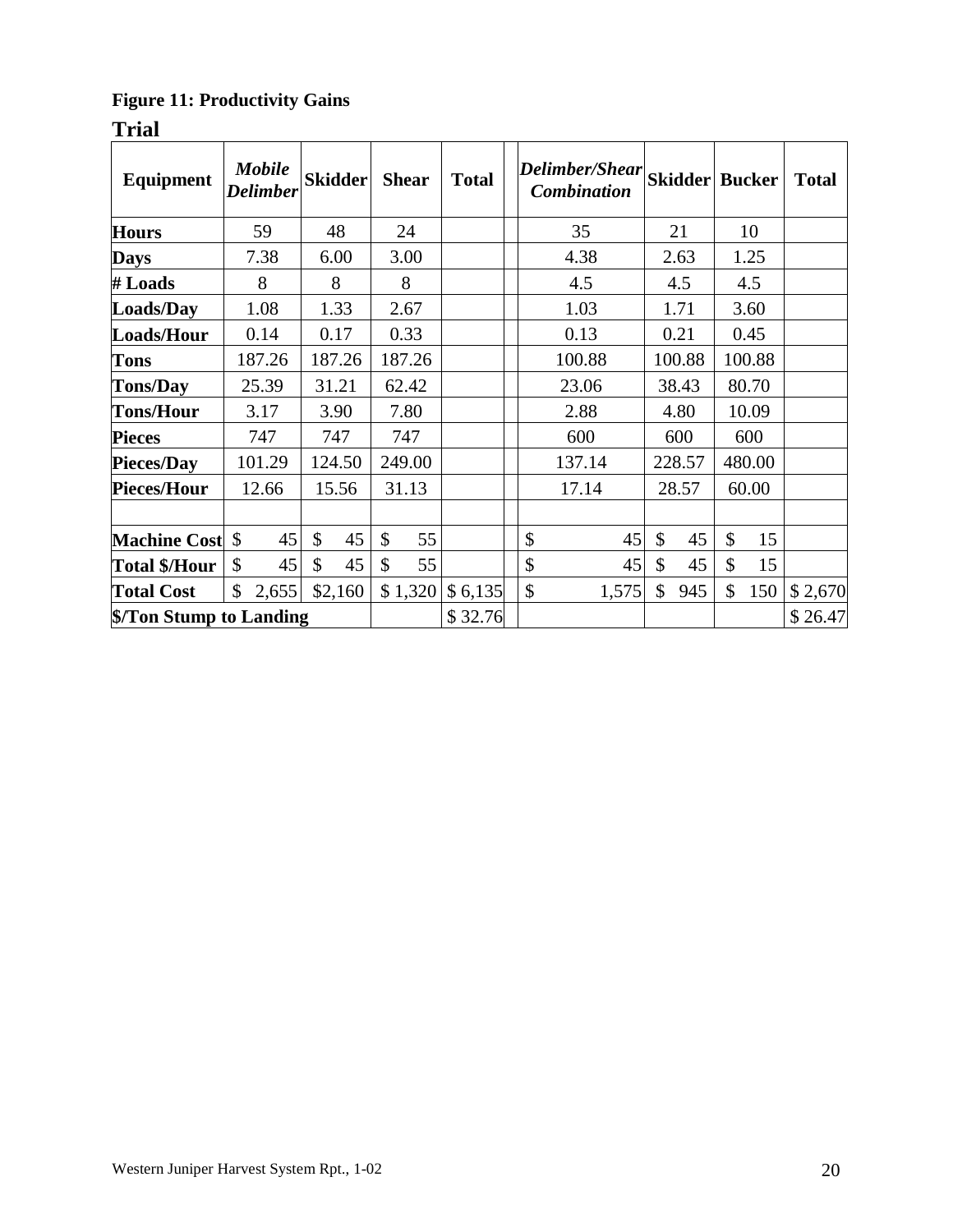**Figure 11: Productivity Gains**

## Trial

| Equipment | *Mobile Delimber* | Skidder | Shear | Total | | *Delimber/Shear Combination* | Skidder | Bucker | Total |
|---|---|---|---|---|---|---|---|---|---|
| **Hours** | 59 | 48 | 24 | | | 35 | 21 | 10 | |
| **Days** | 7.38 | 6.00 | 3.00 | | | 4.38 | 2.63 | 1.25 | |
| **# Loads** | 8 | 8 | 8 | | | 4.5 | 4.5 | 4.5 | |
| **Loads/Day** | 1.08 | 1.33 | 2.67 | | | 1.03 | 1.71 | 3.60 | |
| **Loads/Hour** | 0.14 | 0.17 | 0.33 | | | 0.13 | 0.21 | 0.45 | |
| **Tons** | 187.26 | 187.26 | 187.26 | | | 100.88 | 100.88 | 100.88 | |
| **Tons/Day** | 25.39 | 31.21 | 62.42 | | | 23.06 | 38.43 | 80.70 | |
| **Tons/Hour** | 3.17 | 3.90 | 7.80 | | | 2.88 | 4.80 | 10.09 | |
| **Pieces** | 747 | 747 | 747 | | | 600 | 600 | 600 | |
| **Pieces/Day** | 101.29 | 124.50 | 249.00 | | | 137.14 | 228.57 | 480.00 | |
| **Pieces/Hour** | 12.66 | 15.56 | 31.13 | | | 17.14 | 28.57 | 60.00 | |
| | | | | | | | | | |
| **Machine Cost** | $ 45 | $ 45 | $ 55 | | | $ 45 | $ 45 | $ 15 | |
| **Total $/Hour** | $ 45 | $ 45 | $ 55 | | | $ 45 | $ 45 | $ 15 | |
| **Total Cost** | $ 2,655 | $2,160 | $ 1,320 | $ 6,135 | | $ 1,575 | $ 945 | $ 150 | $ 2,670 |
| **$/Ton Stump to Landing** | | | | $ 32.76 | | | | | $ 26.47 |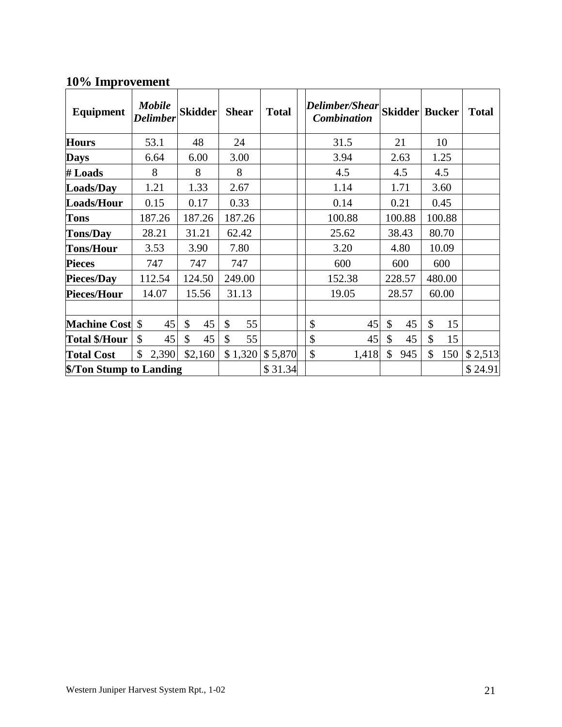## 10% Improvement

| Equipment | *Mobile Delimber* | Skidder | Shear | Total | | *Delimber/Shear Combination* | Skidder | Bucker | Total |
|---|---|---|---|---|---|---|---|---|---|
| **Hours** | 53.1 | 48 | 24 | | | 31.5 | 21 | 10 | |
| **Days** | 6.64 | 6.00 | 3.00 | | | 3.94 | 2.63 | 1.25 | |
| **# Loads** | 8 | 8 | 8 | | | 4.5 | 4.5 | 4.5 | |
| **Loads/Day** | 1.21 | 1.33 | 2.67 | | | 1.14 | 1.71 | 3.60 | |
| **Loads/Hour** | 0.15 | 0.17 | 0.33 | | | 0.14 | 0.21 | 0.45 | |
| **Tons** | 187.26 | 187.26 | 187.26 | | | 100.88 | 100.88 | 100.88 | |
| **Tons/Day** | 28.21 | 31.21 | 62.42 | | | 25.62 | 38.43 | 80.70 | |
| **Tons/Hour** | 3.53 | 3.90 | 7.80 | | | 3.20 | 4.80 | 10.09 | |
| **Pieces** | 747 | 747 | 747 | | | 600 | 600 | 600 | |
| **Pieces/Day** | 112.54 | 124.50 | 249.00 | | | 152.38 | 228.57 | 480.00 | |
| **Pieces/Hour** | 14.07 | 15.56 | 31.13 | | | 19.05 | 28.57 | 60.00 | |
| | | | | | | | | | |
| **Machine Cost** | $ 45 | $ 45 | $ 55 | | | $ 45 | $ 45 | $ 15 | |
| **Total $/Hour** | $ 45 | $ 45 | $ 55 | | | $ 45 | $ 45 | $ 15 | |
| **Total Cost** | $ 2,390 | $2,160 | $ 1,320 | $ 5,870 | | $ 1,418 | $ 945 | $ 150 | $ 2,513 |
| **$/Ton Stump to Landing** | | | | $ 31.34 | | | | | $ 24.91 |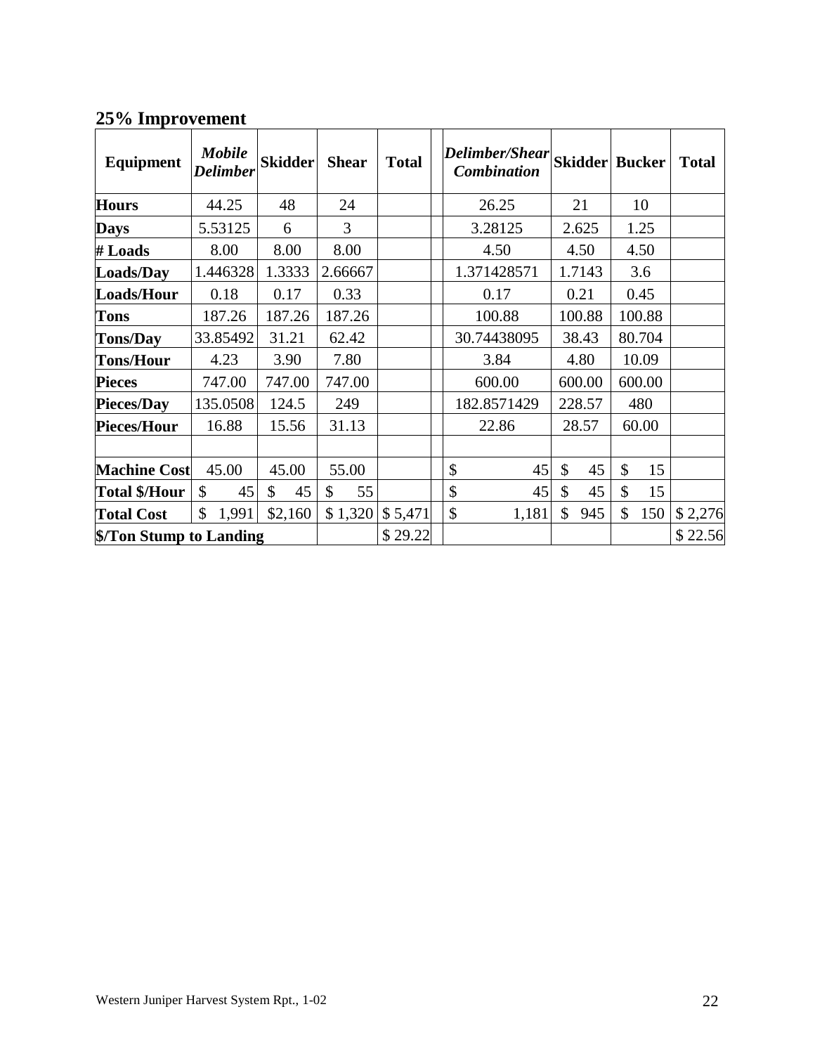## 25% Improvement

| Equipment | *Mobile Delimber* | Skidder | Shear | Total | | *Delimber/Shear Combination* | Skidder | Bucker | Total |
|---|---|---|---|---|---|---|---|---|---|
| **Hours** | 44.25 | 48 | 24 | | | 26.25 | 21 | 10 | |
| **Days** | 5.53125 | 6 | 3 | | | 3.28125 | 2.625 | 1.25 | |
| **# Loads** | 8.00 | 8.00 | 8.00 | | | 4.50 | 4.50 | 4.50 | |
| **Loads/Day** | 1.446328 | 1.3333 | 2.66667 | | | 1.371428571 | 1.7143 | 3.6 | |
| **Loads/Hour** | 0.18 | 0.17 | 0.33 | | | 0.17 | 0.21 | 0.45 | |
| **Tons** | 187.26 | 187.26 | 187.26 | | | 100.88 | 100.88 | 100.88 | |
| **Tons/Day** | 33.85492 | 31.21 | 62.42 | | | 30.74438095 | 38.43 | 80.704 | |
| **Tons/Hour** | 4.23 | 3.90 | 7.80 | | | 3.84 | 4.80 | 10.09 | |
| **Pieces** | 747.00 | 747.00 | 747.00 | | | 600.00 | 600.00 | 600.00 | |
| **Pieces/Day** | 135.0508 | 124.5 | 249 | | | 182.8571429 | 228.57 | 480 | |
| **Pieces/Hour** | 16.88 | 15.56 | 31.13 | | | 22.86 | 28.57 | 60.00 | |
| | | | | | | | | | |
| **Machine Cost** | 45.00 | 45.00 | 55.00 | | | $ 45 | $ 45 | $ 15 | |
| **Total $/Hour** | $ 45 | $ 45 | $ 55 | | | $ 45 | $ 45 | $ 15 | |
| **Total Cost** | $ 1,991 | $2,160 | $ 1,320 | $ 5,471 | | $ 1,181 | $ 945 | $ 150 | $ 2,276 |
| **$/Ton Stump to Landing** | | | | $ 29.22 | | | | | $ 22.56 |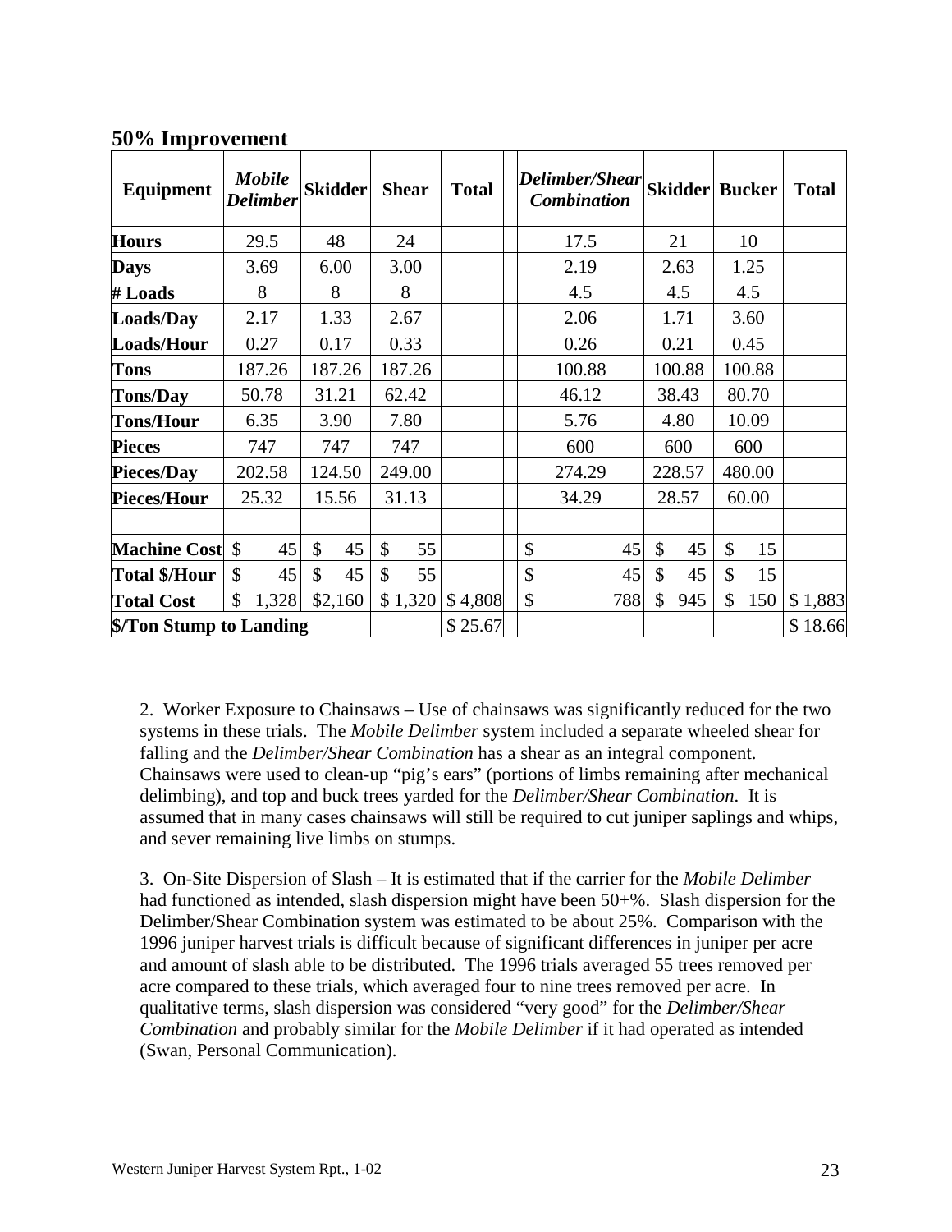## 50% Improvement

| Equipment | *Mobile Delimber* | Skidder | Shear | Total | | *Delimber/Shear Combination* | Skidder | Bucker | Total |
|---|---|---|---|---|---|---|---|---|---|
| Hours | 29.5 | 48 | 24 | | | 17.5 | 21 | 10 | |
| Days | 3.69 | 6.00 | 3.00 | | | 2.19 | 2.63 | 1.25 | |
| # Loads | 8 | 8 | 8 | | | 4.5 | 4.5 | 4.5 | |
| Loads/Day | 2.17 | 1.33 | 2.67 | | | 2.06 | 1.71 | 3.60 | |
| Loads/Hour | 0.27 | 0.17 | 0.33 | | | 0.26 | 0.21 | 0.45 | |
| Tons | 187.26 | 187.26 | 187.26 | | | 100.88 | 100.88 | 100.88 | |
| Tons/Day | 50.78 | 31.21 | 62.42 | | | 46.12 | 38.43 | 80.70 | |
| Tons/Hour | 6.35 | 3.90 | 7.80 | | | 5.76 | 4.80 | 10.09 | |
| Pieces | 747 | 747 | 747 | | | 600 | 600 | 600 | |
| Pieces/Day | 202.58 | 124.50 | 249.00 | | | 274.29 | 228.57 | 480.00 | |
| Pieces/Hour | 25.32 | 15.56 | 31.13 | | | 34.29 | 28.57 | 60.00 | |
| | | | | | | | | | |
| Machine Cost | $ 45 | $ 45 | $ 55 | | | $ 45 | $ 45 | $ 15 | |
| Total $/Hour | $ 45 | $ 45 | $ 55 | | | $ 45 | $ 45 | $ 15 | |
| Total Cost | $ 1,328 | $2,160 | $ 1,320 | $ 4,808 | | $ 788 | $ 945 | $ 150 | $ 1,883 |
| $/Ton Stump to Landing | | | | $ 25.67 | | | | | $ 18.66 |

2. Worker Exposure to Chainsaws – Use of chainsaws was significantly reduced for the two systems in these trials. The *Mobile Delimber* system included a separate wheeled shear for falling and the *Delimber/Shear Combination* has a shear as an integral component. Chainsaws were used to clean-up "pig's ears" (portions of limbs remaining after mechanical delimbing), and top and buck trees yarded for the *Delimber/Shear Combination.* It is assumed that in many cases chainsaws will still be required to cut juniper saplings and whips, and sever remaining live limbs on stumps.

3. On-Site Dispersion of Slash – It is estimated that if the carrier for the *Mobile Delimber* had functioned as intended, slash dispersion might have been 50+%. Slash dispersion for the Delimber/Shear Combination system was estimated to be about 25%. Comparison with the 1996 juniper harvest trials is difficult because of significant differences in juniper per acre and amount of slash able to be distributed. The 1996 trials averaged 55 trees removed per acre compared to these trials, which averaged four to nine trees removed per acre. In qualitative terms, slash dispersion was considered "very good" for the *Delimber/Shear Combination* and probably similar for the *Mobile Delimber* if it had operated as intended (Swan, Personal Communication).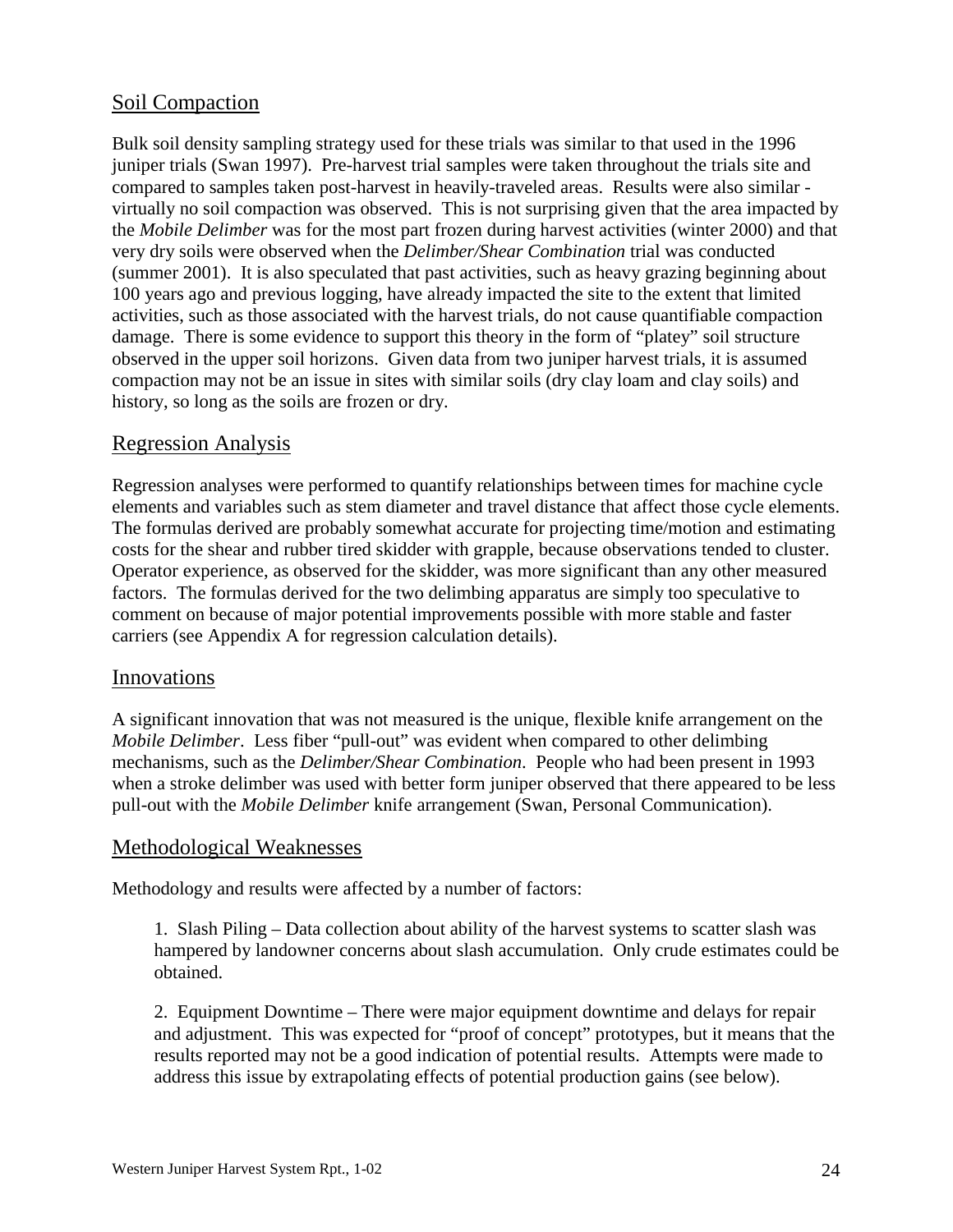## Soil Compaction

Bulk soil density sampling strategy used for these trials was similar to that used in the 1996 juniper trials (Swan 1997). Pre-harvest trial samples were taken throughout the trials site and compared to samples taken post-harvest in heavily-traveled areas. Results were also similar - virtually no soil compaction was observed. This is not surprising given that the area impacted by the *Mobile Delimber* was for the most part frozen during harvest activities (winter 2000) and that very dry soils were observed when the *Delimber/Shear Combination* trial was conducted (summer 2001). It is also speculated that past activities, such as heavy grazing beginning about 100 years ago and previous logging, have already impacted the site to the extent that limited activities, such as those associated with the harvest trials, do not cause quantifiable compaction damage. There is some evidence to support this theory in the form of "platey" soil structure observed in the upper soil horizons. Given data from two juniper harvest trials, it is assumed compaction may not be an issue in sites with similar soils (dry clay loam and clay soils) and history, so long as the soils are frozen or dry.

## Regression Analysis

Regression analyses were performed to quantify relationships between times for machine cycle elements and variables such as stem diameter and travel distance that affect those cycle elements. The formulas derived are probably somewhat accurate for projecting time/motion and estimating costs for the shear and rubber tired skidder with grapple, because observations tended to cluster. Operator experience, as observed for the skidder, was more significant than any other measured factors. The formulas derived for the two delimbing apparatus are simply too speculative to comment on because of major potential improvements possible with more stable and faster carriers (see Appendix A for regression calculation details).

## Innovations

A significant innovation that was not measured is the unique, flexible knife arrangement on the *Mobile Delimber*. Less fiber "pull-out" was evident when compared to other delimbing mechanisms, such as the *Delimber/Shear Combination*. People who had been present in 1993 when a stroke delimber was used with better form juniper observed that there appeared to be less pull-out with the *Mobile Delimber* knife arrangement (Swan, Personal Communication).

## Methodological Weaknesses

Methodology and results were affected by a number of factors:

1. Slash Piling – Data collection about ability of the harvest systems to scatter slash was hampered by landowner concerns about slash accumulation. Only crude estimates could be obtained.

2. Equipment Downtime – There were major equipment downtime and delays for repair and adjustment. This was expected for "proof of concept" prototypes, but it means that the results reported may not be a good indication of potential results. Attempts were made to address this issue by extrapolating effects of potential production gains (see below).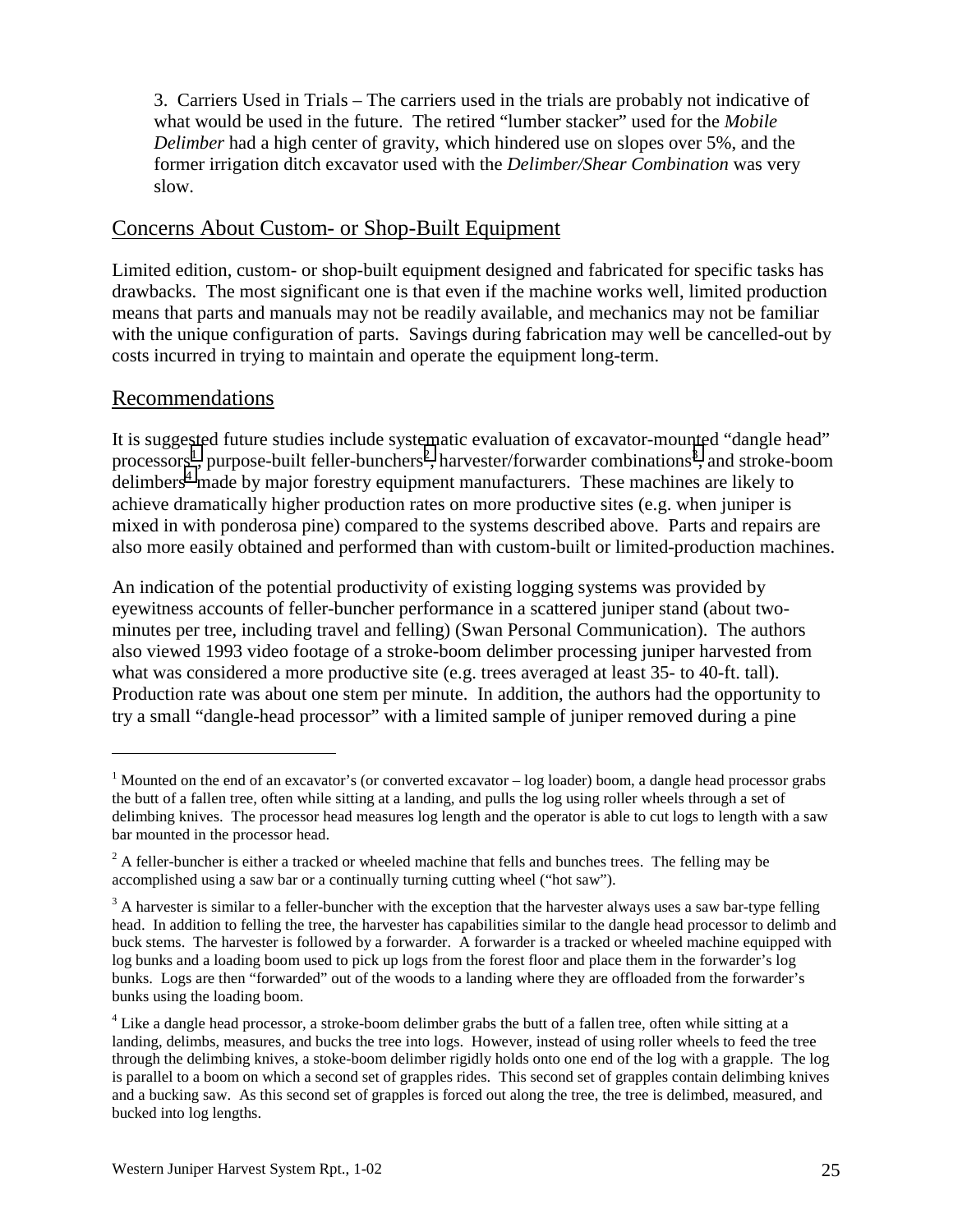3. Carriers Used in Trials – The carriers used in the trials are probably not indicative of what would be used in the future. The retired "lumber stacker" used for the *Mobile Delimber* had a high center of gravity, which hindered use on slopes over 5%, and the former irrigation ditch excavator used with the *Delimber/Shear Combination* was very slow.

## Concerns About Custom- or Shop-Built Equipment

Limited edition, custom- or shop-built equipment designed and fabricated for specific tasks has drawbacks. The most significant one is that even if the machine works well, limited production means that parts and manuals may not be readily available, and mechanics may not be familiar with the unique configuration of parts. Savings during fabrication may well be cancelled-out by costs incurred in trying to maintain and operate the equipment long-term.

## Recommendations

It is suggested future studies include systematic evaluation of excavator-mounted "dangle head" processors[1], purpose-built feller-bunchers[2], harvester/forwarder combinations[3], and stroke-boom delimbers[4] made by major forestry equipment manufacturers. These machines are likely to achieve dramatically higher production rates on more productive sites (e.g. when juniper is mixed in with ponderosa pine) compared to the systems described above. Parts and repairs are also more easily obtained and performed than with custom-built or limited-production machines.

An indication of the potential productivity of existing logging systems was provided by eyewitness accounts of feller-buncher performance in a scattered juniper stand (about two-minutes per tree, including travel and felling) (Swan Personal Communication). The authors also viewed 1993 video footage of a stroke-boom delimber processing juniper harvested from what was considered a more productive site (e.g. trees averaged at least 35- to 40-ft. tall). Production rate was about one stem per minute. In addition, the authors had the opportunity to try a small "dangle-head processor" with a limited sample of juniper removed during a pine

---

[1] Mounted on the end of an excavator's (or converted excavator – log loader) boom, a dangle head processor grabs the butt of a fallen tree, often while sitting at a landing, and pulls the log using roller wheels through a set of delimbing knives. The processor head measures log length and the operator is able to cut logs to length with a saw bar mounted in the processor head.

[2] A feller-buncher is either a tracked or wheeled machine that fells and bunches trees. The felling may be accomplished using a saw bar or a continually turning cutting wheel ("hot saw").

[3] A harvester is similar to a feller-buncher with the exception that the harvester always uses a saw bar-type felling head. In addition to felling the tree, the harvester has capabilities similar to the dangle head processor to delimb and buck stems. The harvester is followed by a forwarder. A forwarder is a tracked or wheeled machine equipped with log bunks and a loading boom used to pick up logs from the forest floor and place them in the forwarder's log bunks. Logs are then "forwarded" out of the woods to a landing where they are offloaded from the forwarder's bunks using the loading boom.

[4] Like a dangle head processor, a stroke-boom delimber grabs the butt of a fallen tree, often while sitting at a landing, delimbs, measures, and bucks the tree into logs. However, instead of using roller wheels to feed the tree through the delimbing knives, a stroke-boom delimber rigidly holds onto one end of the log with a grapple. The log is parallel to a boom on which a second set of grapples rides. This second set of grapples contain delimbing knives and a bucking saw. As this second set of grapples is forced out along the tree, the tree is delimbed, measured, and bucked into log lengths.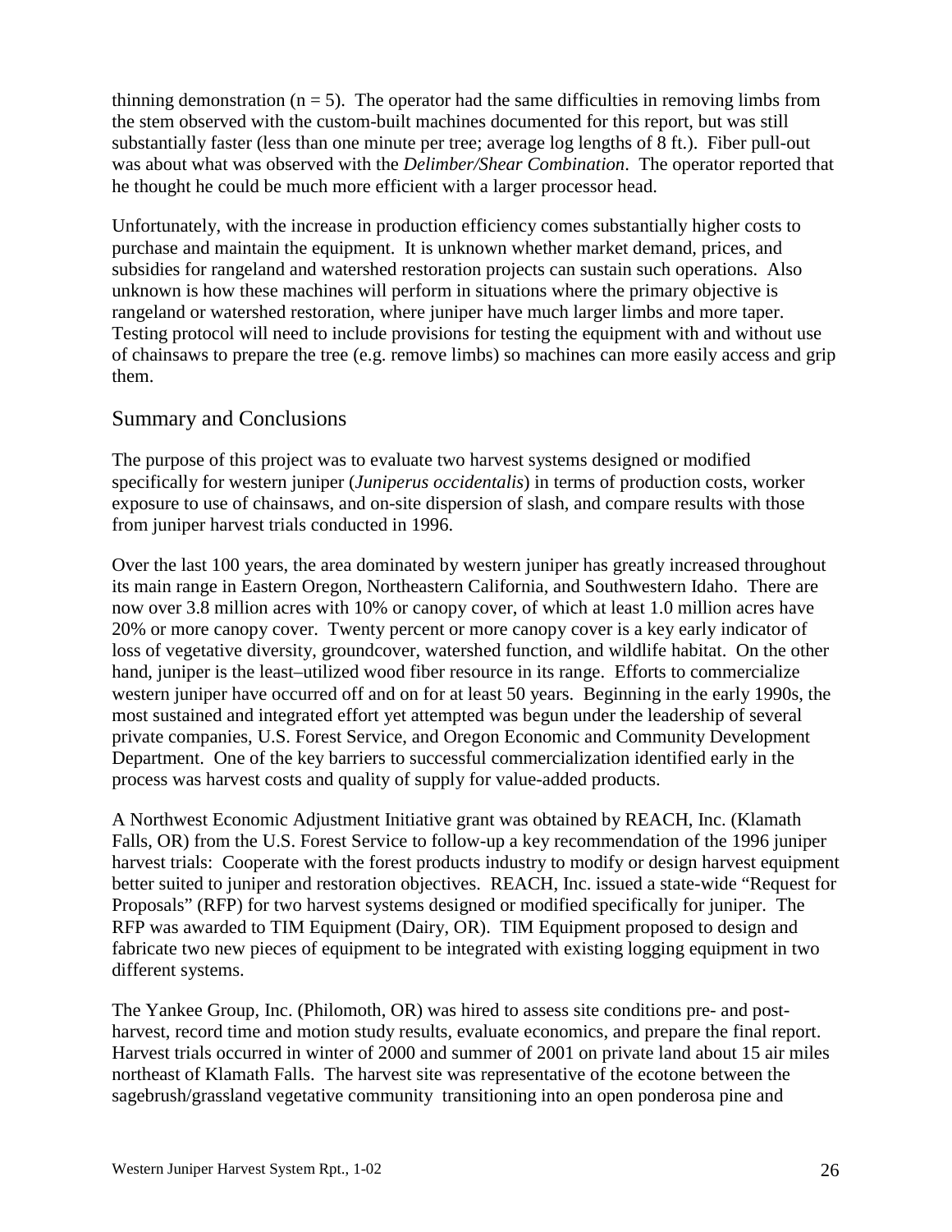thinning demonstration ($n = 5$). The operator had the same difficulties in removing limbs from the stem observed with the custom-built machines documented for this report, but was still substantially faster (less than one minute per tree; average log lengths of 8 ft.). Fiber pull-out was about what was observed with the *Delimber/Shear Combination*. The operator reported that he thought he could be much more efficient with a larger processor head.

Unfortunately, with the increase in production efficiency comes substantially higher costs to purchase and maintain the equipment. It is unknown whether market demand, prices, and subsidies for rangeland and watershed restoration projects can sustain such operations. Also unknown is how these machines will perform in situations where the primary objective is rangeland or watershed restoration, where juniper have much larger limbs and more taper. Testing protocol will need to include provisions for testing the equipment with and without use of chainsaws to prepare the tree (e.g. remove limbs) so machines can more easily access and grip them.

## Summary and Conclusions

The purpose of this project was to evaluate two harvest systems designed or modified specifically for western juniper (*Juniperus occidentalis*) in terms of production costs, worker exposure to use of chainsaws, and on-site dispersion of slash, and compare results with those from juniper harvest trials conducted in 1996.

Over the last 100 years, the area dominated by western juniper has greatly increased throughout its main range in Eastern Oregon, Northeastern California, and Southwestern Idaho. There are now over 3.8 million acres with 10% or canopy cover, of which at least 1.0 million acres have 20% or more canopy cover. Twenty percent or more canopy cover is a key early indicator of loss of vegetative diversity, groundcover, watershed function, and wildlife habitat. On the other hand, juniper is the least–utilized wood fiber resource in its range. Efforts to commercialize western juniper have occurred off and on for at least 50 years. Beginning in the early 1990s, the most sustained and integrated effort yet attempted was begun under the leadership of several private companies, U.S. Forest Service, and Oregon Economic and Community Development Department. One of the key barriers to successful commercialization identified early in the process was harvest costs and quality of supply for value-added products.

A Northwest Economic Adjustment Initiative grant was obtained by REACH, Inc. (Klamath Falls, OR) from the U.S. Forest Service to follow-up a key recommendation of the 1996 juniper harvest trials: Cooperate with the forest products industry to modify or design harvest equipment better suited to juniper and restoration objectives. REACH, Inc. issued a state-wide "Request for Proposals" (RFP) for two harvest systems designed or modified specifically for juniper. The RFP was awarded to TIM Equipment (Dairy, OR). TIM Equipment proposed to design and fabricate two new pieces of equipment to be integrated with existing logging equipment in two different systems.

The Yankee Group, Inc. (Philomoth, OR) was hired to assess site conditions pre- and post-harvest, record time and motion study results, evaluate economics, and prepare the final report. Harvest trials occurred in winter of 2000 and summer of 2001 on private land about 15 air miles northeast of Klamath Falls. The harvest site was representative of the ecotone between the sagebrush/grassland vegetative community transitioning into an open ponderosa pine and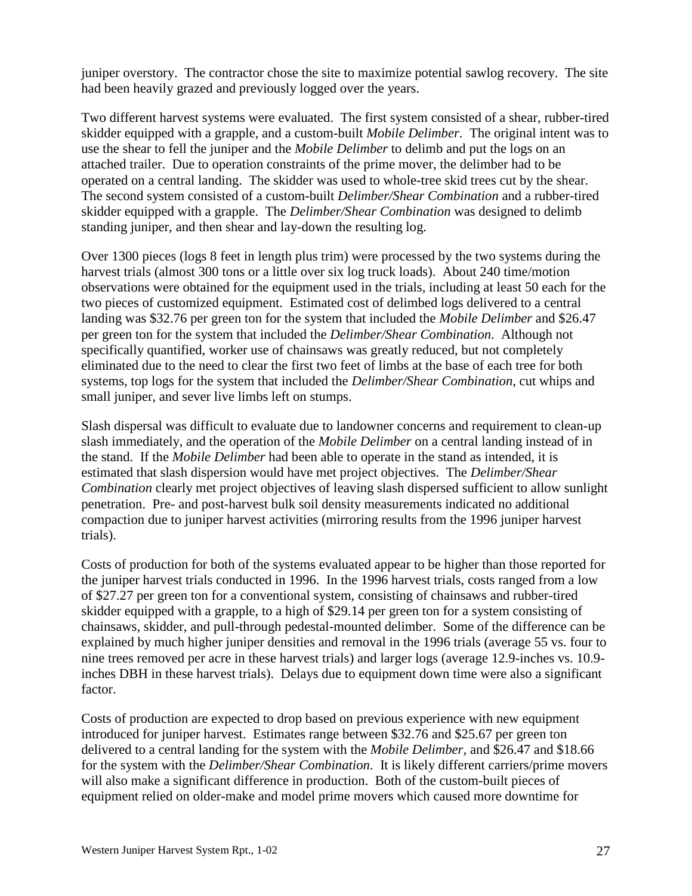juniper overstory. The contractor chose the site to maximize potential sawlog recovery. The site had been heavily grazed and previously logged over the years.

Two different harvest systems were evaluated. The first system consisted of a shear, rubber-tired skidder equipped with a grapple, and a custom-built *Mobile Delimber*. The original intent was to use the shear to fell the juniper and the *Mobile Delimber* to delimb and put the logs on an attached trailer. Due to operation constraints of the prime mover, the delimber had to be operated on a central landing. The skidder was used to whole-tree skid trees cut by the shear. The second system consisted of a custom-built *Delimber/Shear Combination* and a rubber-tired skidder equipped with a grapple. The *Delimber/Shear Combination* was designed to delimb standing juniper, and then shear and lay-down the resulting log.

Over 1300 pieces (logs 8 feet in length plus trim) were processed by the two systems during the harvest trials (almost 300 tons or a little over six log truck loads). About 240 time/motion observations were obtained for the equipment used in the trials, including at least 50 each for the two pieces of customized equipment. Estimated cost of delimbed logs delivered to a central landing was $32.76 per green ton for the system that included the *Mobile Delimber* and $26.47 per green ton for the system that included the *Delimber/Shear Combination*. Although not specifically quantified, worker use of chainsaws was greatly reduced, but not completely eliminated due to the need to clear the first two feet of limbs at the base of each tree for both systems, top logs for the system that included the *Delimber/Shear Combination*, cut whips and small juniper, and sever live limbs left on stumps.

Slash dispersal was difficult to evaluate due to landowner concerns and requirement to clean-up slash immediately, and the operation of the *Mobile Delimber* on a central landing instead of in the stand. If the *Mobile Delimber* had been able to operate in the stand as intended, it is estimated that slash dispersion would have met project objectives. The *Delimber/Shear Combination* clearly met project objectives of leaving slash dispersed sufficient to allow sunlight penetration. Pre- and post-harvest bulk soil density measurements indicated no additional compaction due to juniper harvest activities (mirroring results from the 1996 juniper harvest trials).

Costs of production for both of the systems evaluated appear to be higher than those reported for the juniper harvest trials conducted in 1996. In the 1996 harvest trials, costs ranged from a low of $27.27 per green ton for a conventional system, consisting of chainsaws and rubber-tired skidder equipped with a grapple, to a high of $29.14 per green ton for a system consisting of chainsaws, skidder, and pull-through pedestal-mounted delimber. Some of the difference can be explained by much higher juniper densities and removal in the 1996 trials (average 55 vs. four to nine trees removed per acre in these harvest trials) and larger logs (average 12.9-inches vs. 10.9-inches DBH in these harvest trials). Delays due to equipment down time were also a significant factor.

Costs of production are expected to drop based on previous experience with new equipment introduced for juniper harvest. Estimates range between $32.76 and $25.67 per green ton delivered to a central landing for the system with the *Mobile Delimber*, and $26.47 and $18.66 for the system with the *Delimber/Shear Combination*. It is likely different carriers/prime movers will also make a significant difference in production. Both of the custom-built pieces of equipment relied on older-make and model prime movers which caused more downtime for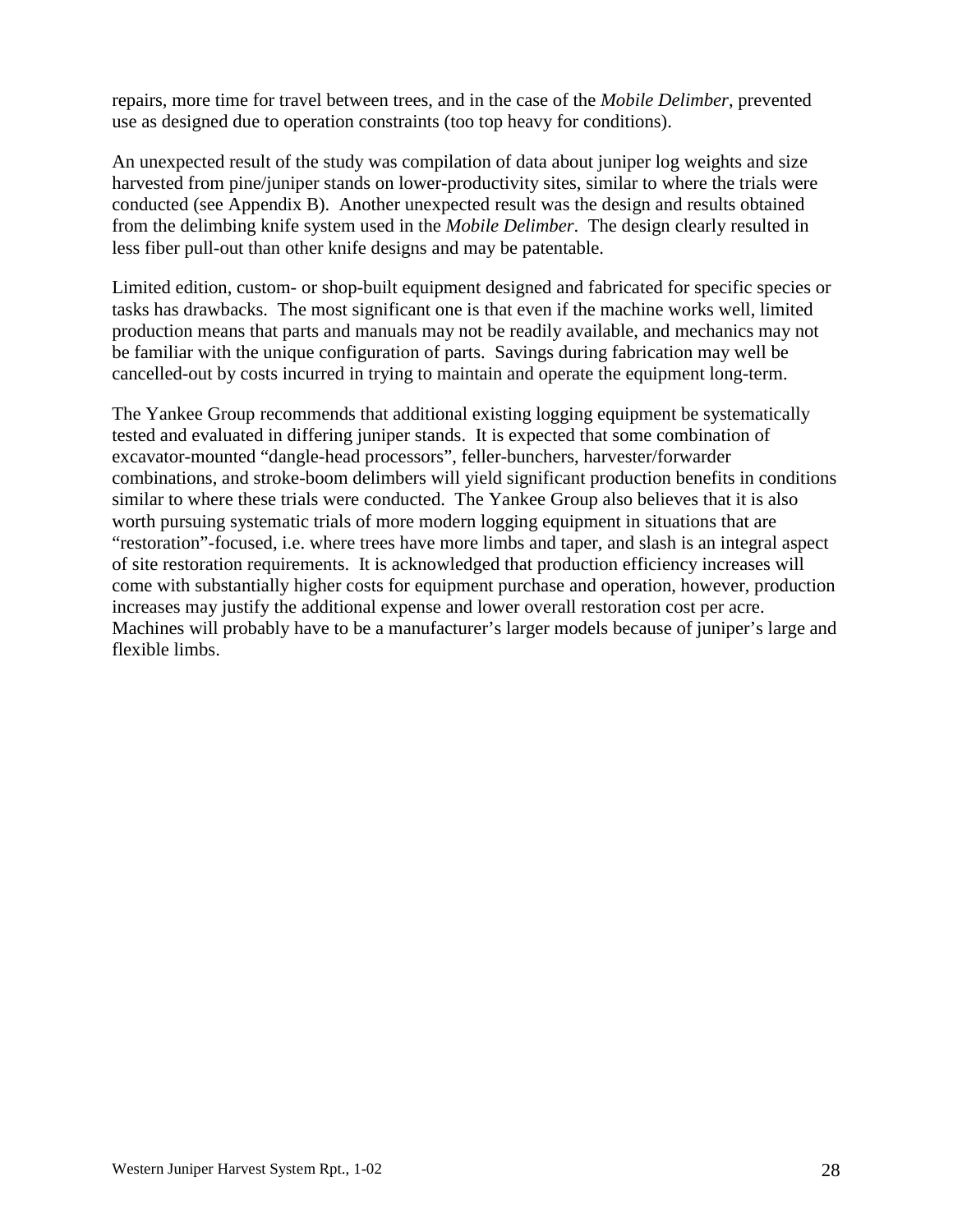repairs, more time for travel between trees, and in the case of the *Mobile Delimber*, prevented use as designed due to operation constraints (too top heavy for conditions).

An unexpected result of the study was compilation of data about juniper log weights and size harvested from pine/juniper stands on lower-productivity sites, similar to where the trials were conducted (see Appendix B). Another unexpected result was the design and results obtained from the delimbing knife system used in the *Mobile Delimber*. The design clearly resulted in less fiber pull-out than other knife designs and may be patentable.

Limited edition, custom- or shop-built equipment designed and fabricated for specific species or tasks has drawbacks. The most significant one is that even if the machine works well, limited production means that parts and manuals may not be readily available, and mechanics may not be familiar with the unique configuration of parts. Savings during fabrication may well be cancelled-out by costs incurred in trying to maintain and operate the equipment long-term.

The Yankee Group recommends that additional existing logging equipment be systematically tested and evaluated in differing juniper stands. It is expected that some combination of excavator-mounted "dangle-head processors", feller-bunchers, harvester/forwarder combinations, and stroke-boom delimbers will yield significant production benefits in conditions similar to where these trials were conducted. The Yankee Group also believes that it is also worth pursuing systematic trials of more modern logging equipment in situations that are "restoration"-focused, i.e. where trees have more limbs and taper, and slash is an integral aspect of site restoration requirements. It is acknowledged that production efficiency increases will come with substantially higher costs for equipment purchase and operation, however, production increases may justify the additional expense and lower overall restoration cost per acre. Machines will probably have to be a manufacturer's larger models because of juniper's large and flexible limbs.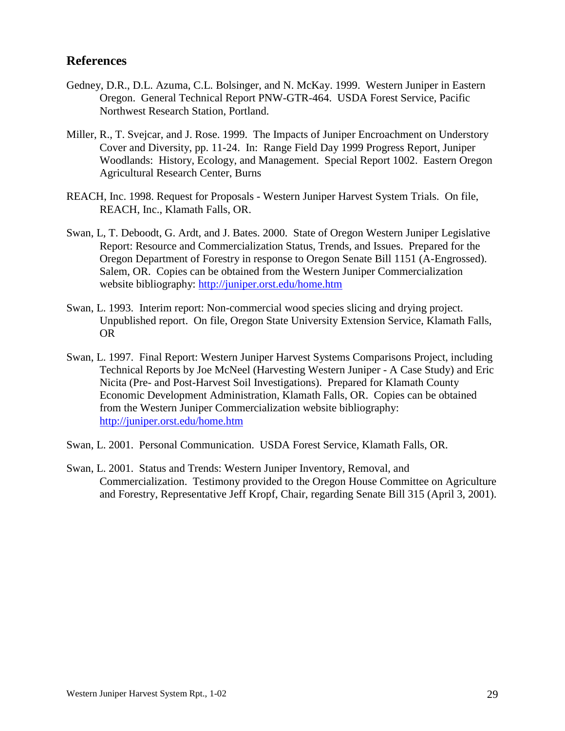## References

Gedney, D.R., D.L. Azuma, C.L. Bolsinger, and N. McKay. 1999. Western Juniper in Eastern Oregon. General Technical Report PNW-GTR-464. USDA Forest Service, Pacific Northwest Research Station, Portland.

Miller, R., T. Svejcar, and J. Rose. 1999. The Impacts of Juniper Encroachment on Understory Cover and Diversity, pp. 11-24. In: Range Field Day 1999 Progress Report, Juniper Woodlands: History, Ecology, and Management. Special Report 1002. Eastern Oregon Agricultural Research Center, Burns

REACH, Inc. 1998. Request for Proposals - Western Juniper Harvest System Trials. On file, REACH, Inc., Klamath Falls, OR.

Swan, L, T. Deboodt, G. Ardt, and J. Bates. 2000. State of Oregon Western Juniper Legislative Report: Resource and Commercialization Status, Trends, and Issues. Prepared for the Oregon Department of Forestry in response to Oregon Senate Bill 1151 (A-Engrossed). Salem, OR. Copies can be obtained from the Western Juniper Commercialization website bibliography: http://juniper.orst.edu/home.htm

Swan, L. 1993. Interim report: Non-commercial wood species slicing and drying project. Unpublished report. On file, Oregon State University Extension Service, Klamath Falls, OR

Swan, L. 1997. Final Report: Western Juniper Harvest Systems Comparisons Project, including Technical Reports by Joe McNeel (Harvesting Western Juniper - A Case Study) and Eric Nicita (Pre- and Post-Harvest Soil Investigations). Prepared for Klamath County Economic Development Administration, Klamath Falls, OR. Copies can be obtained from the Western Juniper Commercialization website bibliography: http://juniper.orst.edu/home.htm

Swan, L. 2001. Personal Communication. USDA Forest Service, Klamath Falls, OR.

Swan, L. 2001. Status and Trends: Western Juniper Inventory, Removal, and Commercialization. Testimony provided to the Oregon House Committee on Agriculture and Forestry, Representative Jeff Kropf, Chair, regarding Senate Bill 315 (April 3, 2001).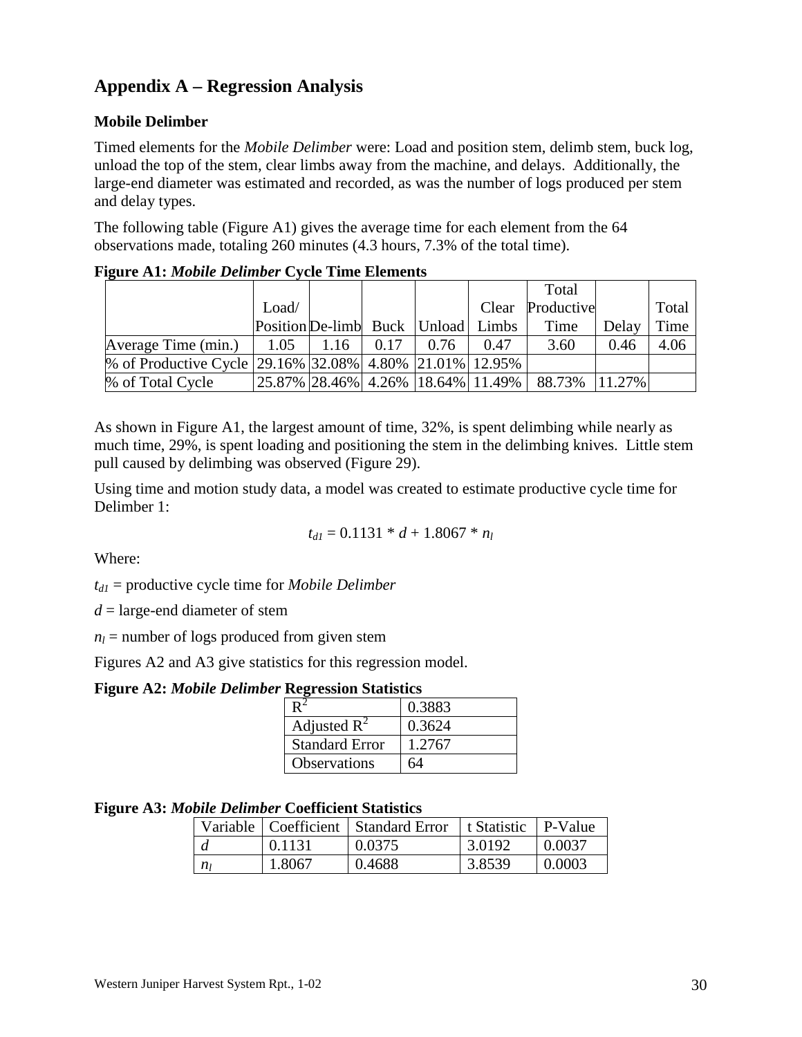# Appendix A – Regression Analysis

### Mobile Delimber

Timed elements for the *Mobile Delimber* were: Load and position stem, delimb stem, buck log, unload the top of the stem, clear limbs away from the machine, and delays. Additionally, the large-end diameter was estimated and recorded, as was the number of logs produced per stem and delay types.

The following table (Figure A1) gives the average time for each element from the 64 observations made, totaling 260 minutes (4.3 hours, 7.3% of the total time).

**Figure A1: *Mobile Delimber* Cycle Time Elements**

| | Load/ Position | De-limb | Buck | Unload | Clear Limbs | Total Productive Time | Delay | Total Time |
|---|---|---|---|---|---|---|---|---|
| Average Time (min.) | 1.05 | 1.16 | 0.17 | 0.76 | 0.47 | 3.60 | 0.46 | 4.06 |
| % of Productive Cycle | 29.16% | 32.08% | 4.80% | 21.01% | 12.95% | | | |
| % of Total Cycle | 25.87% | 28.46% | 4.26% | 18.64% | 11.49% | 88.73% | 11.27% | |

As shown in Figure A1, the largest amount of time, 32%, is spent delimbing while nearly as much time, 29%, is spent loading and positioning the stem in the delimbing knives. Little stem pull caused by delimbing was observed (Figure 29).

Using time and motion study data, a model was created to estimate productive cycle time for Delimber 1:

$$t_{d1} = 0.1131 * d + 1.8067 * n_l$$

Where:

$t_{d1}$ = productive cycle time for *Mobile Delimber*

$d$ = large-end diameter of stem

$n_l$ = number of logs produced from given stem

Figures A2 and A3 give statistics for this regression model.

**Figure A2: *Mobile Delimber* Regression Statistics**

| | |
|---|---|
| $R^2$ | 0.3883 |
| Adjusted $R^2$ | 0.3624 |
| Standard Error | 1.2767 |
| Observations | 64 |

**Figure A3: *Mobile Delimber* Coefficient Statistics**

| Variable | Coefficient | Standard Error | t Statistic | P-Value |
|---|---|---|---|---|
| $d$ | 0.1131 | 0.0375 | 3.0192 | 0.0037 |
| $n_l$ | 1.8067 | 0.4688 | 3.8539 | 0.0003 |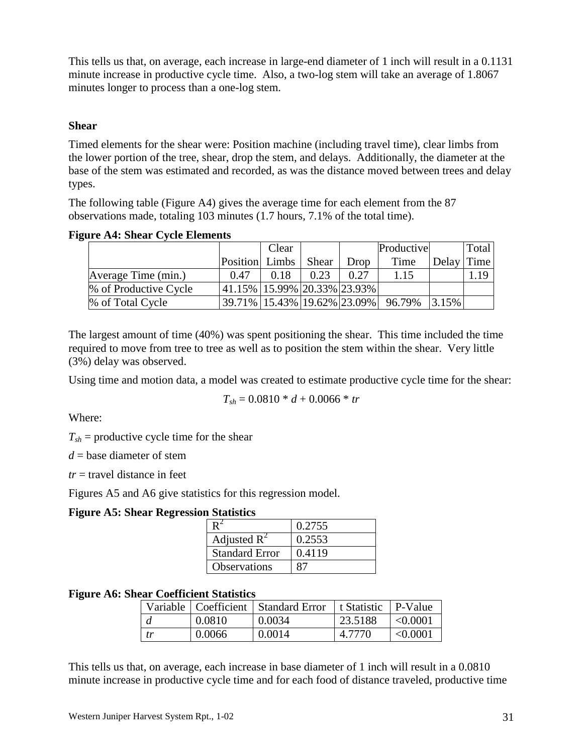This tells us that, on average, each increase in large-end diameter of 1 inch will result in a 0.1131 minute increase in productive cycle time. Also, a two-log stem will take an average of 1.8067 minutes longer to process than a one-log stem.

### Shear

Timed elements for the shear were: Position machine (including travel time), clear limbs from the lower portion of the tree, shear, drop the stem, and delays. Additionally, the diameter at the base of the stem was estimated and recorded, as was the distance moved between trees and delay types.

The following table (Figure A4) gives the average time for each element from the 87 observations made, totaling 103 minutes (1.7 hours, 7.1% of the total time).

**Figure A4: Shear Cycle Elements**

| | Position | Clear Limbs | Shear | Drop | Productive Time | Delay | Total Time |
|---|---|---|---|---|---|---|---|
| Average Time (min.) | 0.47 | 0.18 | 0.23 | 0.27 | 1.15 | | 1.19 |
| % of Productive Cycle | 41.15% | 15.99% | 20.33% | 23.93% | | | |
| % of Total Cycle | 39.71% | 15.43% | 19.62% | 23.09% | 96.79% | 3.15% | |

The largest amount of time (40%) was spent positioning the shear. This time included the time required to move from tree to tree as well as to position the stem within the shear. Very little (3%) delay was observed.

Using time and motion data, a model was created to estimate productive cycle time for the shear:

$$T_{sh} = 0.0810 * d + 0.0066 * tr$$

Where:

$T_{sh}$ = productive cycle time for the shear

$d$ = base diameter of stem

$tr$ = travel distance in feet

Figures A5 and A6 give statistics for this regression model.

**Figure A5: Shear Regression Statistics**

| | |
|---|---|
| $R^2$ | 0.2755 |
| Adjusted $R^2$ | 0.2553 |
| Standard Error | 0.4119 |
| Observations | 87 |

**Figure A6: Shear Coefficient Statistics**

| Variable | Coefficient | Standard Error | t Statistic | P-Value |
|---|---|---|---|---|
| $d$ | 0.0810 | 0.0034 | 23.5188 | <0.0001 |
| $tr$ | 0.0066 | 0.0014 | 4.7770 | <0.0001 |

This tells us that, on average, each increase in base diameter of 1 inch will result in a 0.0810 minute increase in productive cycle time and for each food of distance traveled, productive time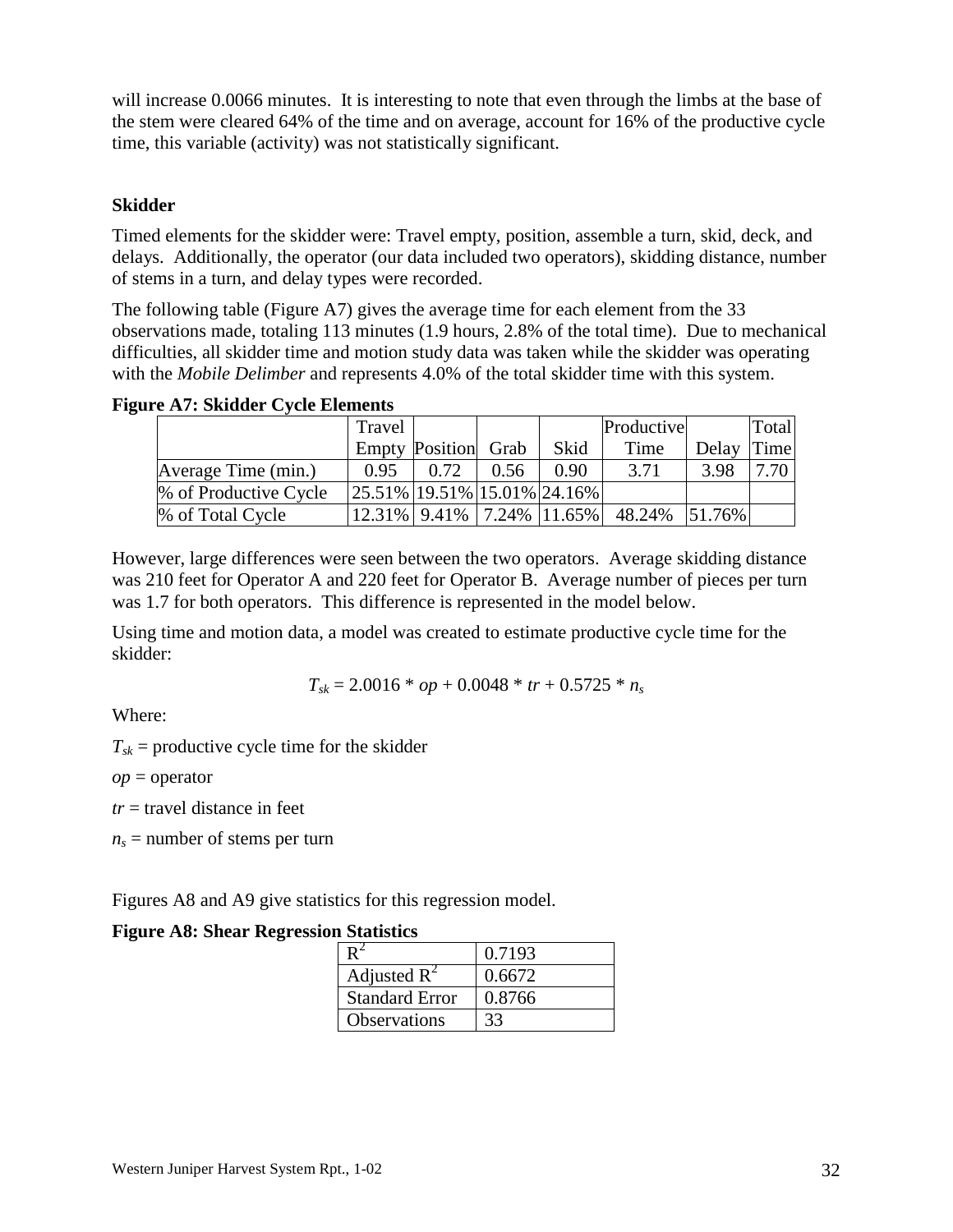will increase 0.0066 minutes. It is interesting to note that even through the limbs at the base of the stem were cleared 64% of the time and on average, account for 16% of the productive cycle time, this variable (activity) was not statistically significant.

### Skidder

Timed elements for the skidder were: Travel empty, position, assemble a turn, skid, deck, and delays. Additionally, the operator (our data included two operators), skidding distance, number of stems in a turn, and delay types were recorded.

The following table (Figure A7) gives the average time for each element from the 33 observations made, totaling 113 minutes (1.9 hours, 2.8% of the total time). Due to mechanical difficulties, all skidder time and motion study data was taken while the skidder was operating with the *Mobile Delimber* and represents 4.0% of the total skidder time with this system.

**Figure A7: Skidder Cycle Elements**

| | Travel Empty | Position | Grab | Skid | Productive Time | Delay | Total Time |
|---|---|---|---|---|---|---|---|
| Average Time (min.) | 0.95 | 0.72 | 0.56 | 0.90 | 3.71 | 3.98 | 7.70 |
| % of Productive Cycle | 25.51% | 19.51% | 15.01% | 24.16% | | | |
| % of Total Cycle | 12.31% | 9.41% | 7.24% | 11.65% | 48.24% | 51.76% | |

However, large differences were seen between the two operators. Average skidding distance was 210 feet for Operator A and 220 feet for Operator B. Average number of pieces per turn was 1.7 for both operators. This difference is represented in the model below.

Using time and motion data, a model was created to estimate productive cycle time for the skidder:

$$T_{sk} = 2.0016 * op + 0.0048 * tr + 0.5725 * n_s$$

Where:

$T_{sk}$ = productive cycle time for the skidder

$op$ = operator

$tr$ = travel distance in feet

$n_s$ = number of stems per turn

Figures A8 and A9 give statistics for this regression model.

**Figure A8: Shear Regression Statistics**

| | |
|---|---|
| $R^2$ | 0.7193 |
| Adjusted $R^2$ | 0.6672 |
| Standard Error | 0.8766 |
| Observations | 33 |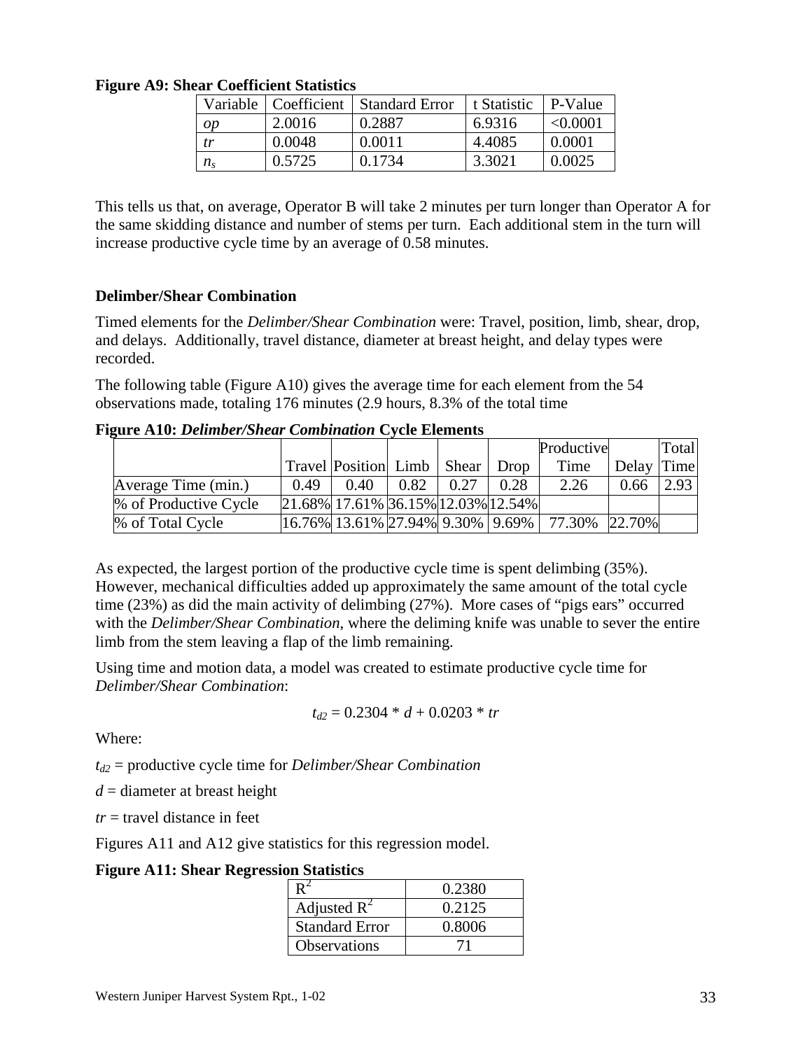**Figure A9: Shear Coefficient Statistics**

| Variable | Coefficient | Standard Error | t Statistic | P-Value |
|---|---|---|---|---|
| $op$ | 2.0016 | 0.2887 | 6.9316 | <0.0001 |
| $tr$ | 0.0048 | 0.0011 | 4.4085 | 0.0001 |
| $n_s$ | 0.5725 | 0.1734 | 3.3021 | 0.0025 |

This tells us that, on average, Operator B will take 2 minutes per turn longer than Operator A for the same skidding distance and number of stems per turn. Each additional stem in the turn will increase productive cycle time by an average of 0.58 minutes.

### Delimber/Shear Combination

Timed elements for the *Delimber/Shear Combination* were: Travel, position, limb, shear, drop, and delays. Additionally, travel distance, diameter at breast height, and delay types were recorded.

The following table (Figure A10) gives the average time for each element from the 54 observations made, totaling 176 minutes (2.9 hours, 8.3% of the total time

**Figure A10: *Delimber/Shear Combination* Cycle Elements**

| | Travel | Position | Limb | Shear | Drop | Productive Time | Delay | Total Time |
|---|---|---|---|---|---|---|---|---|
| Average Time (min.) | 0.49 | 0.40 | 0.82 | 0.27 | 0.28 | 2.26 | 0.66 | 2.93 |
| % of Productive Cycle | 21.68% | 17.61% | 36.15% | 12.03% | 12.54% | | | |
| % of Total Cycle | 16.76% | 13.61% | 27.94% | 9.30% | 9.69% | 77.30% | 22.70% | |

As expected, the largest portion of the productive cycle time is spent delimbing (35%). However, mechanical difficulties added up approximately the same amount of the total cycle time (23%) as did the main activity of delimbing (27%). More cases of "pigs ears" occurred with the *Delimber/Shear Combination*, where the deliming knife was unable to sever the entire limb from the stem leaving a flap of the limb remaining.

Using time and motion data, a model was created to estimate productive cycle time for *Delimber/Shear Combination*:

$$t_{d2} = 0.2304 * d + 0.0203 * tr$$

Where:

$t_{d2}$ = productive cycle time for *Delimber/Shear Combination*

$d$ = diameter at breast height

$tr$ = travel distance in feet

Figures A11 and A12 give statistics for this regression model.

**Figure A11: Shear Regression Statistics**

| | |
|---|---|
| $R^2$ | 0.2380 |
| Adjusted $R^2$ | 0.2125 |
| Standard Error | 0.8006 |
| Observations | 71 |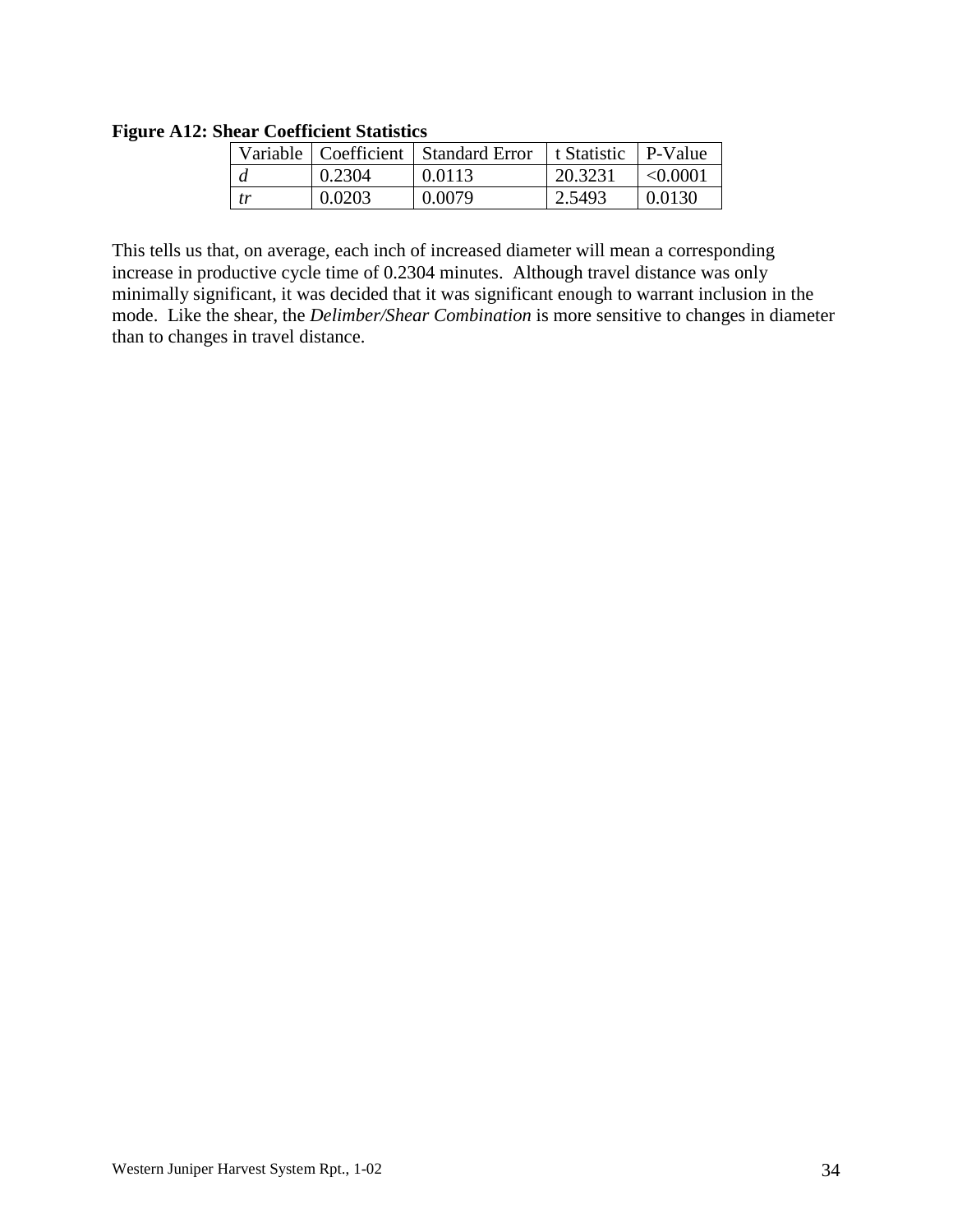**Figure A12: Shear Coefficient Statistics**

| Variable | Coefficient | Standard Error | t Statistic | P-Value |
|---|---|---|---|---|
| *d* | 0.2304 | 0.0113 | 20.3231 | <0.0001 |
| *tr* | 0.0203 | 0.0079 | 2.5493 | 0.0130 |

This tells us that, on average, each inch of increased diameter will mean a corresponding increase in productive cycle time of 0.2304 minutes. Although travel distance was only minimally significant, it was decided that it was significant enough to warrant inclusion in the mode. Like the shear, the *Delimber/Shear Combination* is more sensitive to changes in diameter than to changes in travel distance.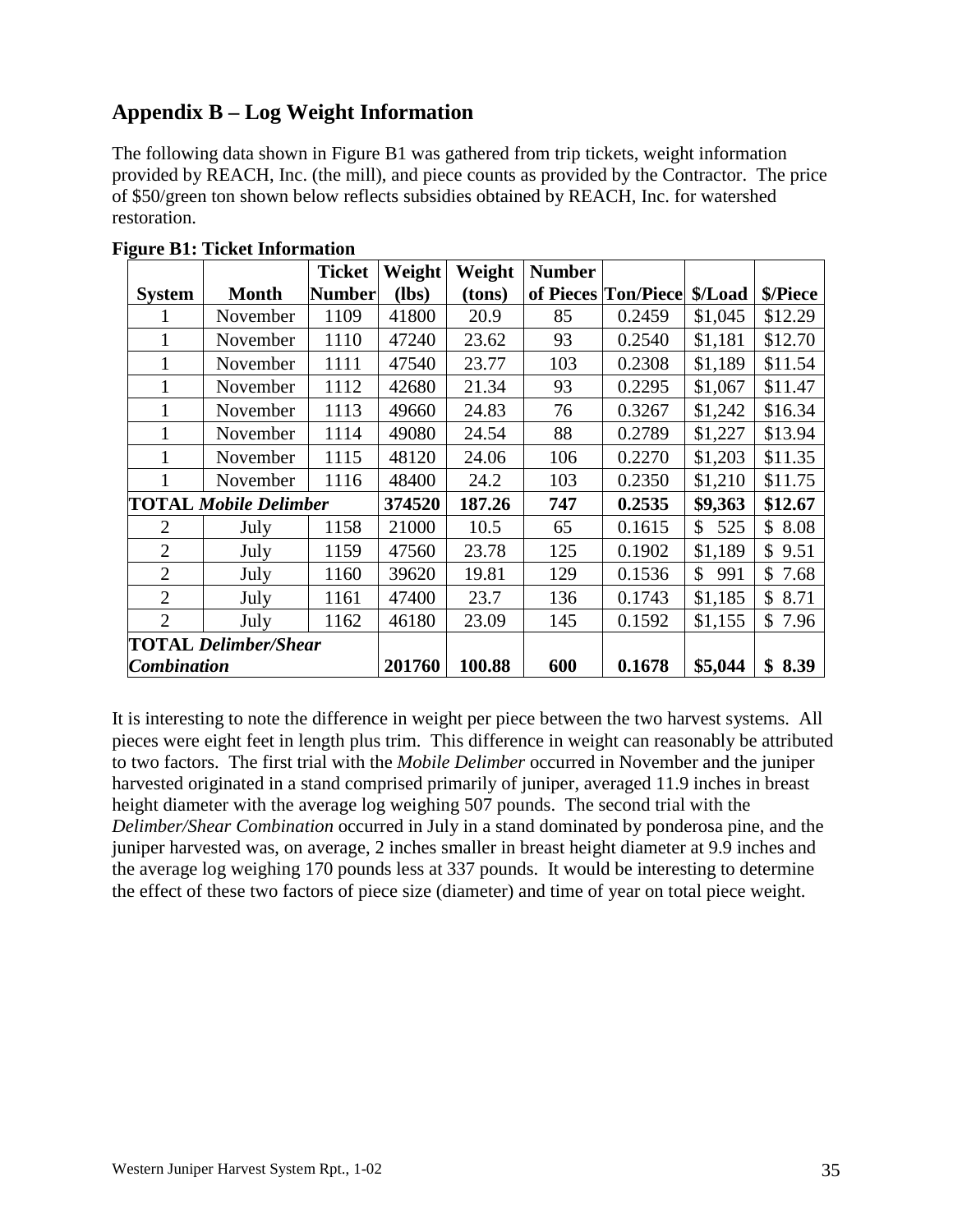## Appendix B – Log Weight Information

The following data shown in Figure B1 was gathered from trip tickets, weight information provided by REACH, Inc. (the mill), and piece counts as provided by the Contractor. The price of $50/green ton shown below reflects subsidies obtained by REACH, Inc. for watershed restoration.

**Figure B1: Ticket Information**

| System | Month | Ticket Number | Weight (lbs) | Weight (tons) | Number of Pieces | Ton/Piece | $/Load | $/Piece |
|---|---|---|---|---|---|---|---|---|
| 1 | November | 1109 | 41800 | 20.9 | 85 | 0.2459 | $1,045 | $12.29 |
| 1 | November | 1110 | 47240 | 23.62 | 93 | 0.2540 | $1,181 | $12.70 |
| 1 | November | 1111 | 47540 | 23.77 | 103 | 0.2308 | $1,189 | $11.54 |
| 1 | November | 1112 | 42680 | 21.34 | 93 | 0.2295 | $1,067 | $11.47 |
| 1 | November | 1113 | 49660 | 24.83 | 76 | 0.3267 | $1,242 | $16.34 |
| 1 | November | 1114 | 49080 | 24.54 | 88 | 0.2789 | $1,227 | $13.94 |
| 1 | November | 1115 | 48120 | 24.06 | 106 | 0.2270 | $1,203 | $11.35 |
| 1 | November | 1116 | 48400 | 24.2 | 103 | 0.2350 | $1,210 | $11.75 |
| **TOTAL *Mobile Delimber*** | | | **374520** | **187.26** | **747** | **0.2535** | **$9,363** | **$12.67** |
| 2 | July | 1158 | 21000 | 10.5 | 65 | 0.1615 | $ 525 | $ 8.08 |
| 2 | July | 1159 | 47560 | 23.78 | 125 | 0.1902 | $1,189 | $ 9.51 |
| 2 | July | 1160 | 39620 | 19.81 | 129 | 0.1536 | $ 991 | $ 7.68 |
| 2 | July | 1161 | 47400 | 23.7 | 136 | 0.1743 | $1,185 | $ 8.71 |
| 2 | July | 1162 | 46180 | 23.09 | 145 | 0.1592 | $1,155 | $ 7.96 |
| **TOTAL *Delimber/Shear Combination*** | | | **201760** | **100.88** | **600** | **0.1678** | **$5,044** | **$ 8.39** |

It is interesting to note the difference in weight per piece between the two harvest systems. All pieces were eight feet in length plus trim. This difference in weight can reasonably be attributed to two factors. The first trial with the *Mobile Delimber* occurred in November and the juniper harvested originated in a stand comprised primarily of juniper, averaged 11.9 inches in breast height diameter with the average log weighing 507 pounds. The second trial with the *Delimber/Shear Combination* occurred in July in a stand dominated by ponderosa pine, and the juniper harvested was, on average, 2 inches smaller in breast height diameter at 9.9 inches and the average log weighing 170 pounds less at 337 pounds. It would be interesting to determine the effect of these two factors of piece size (diameter) and time of year on total piece weight.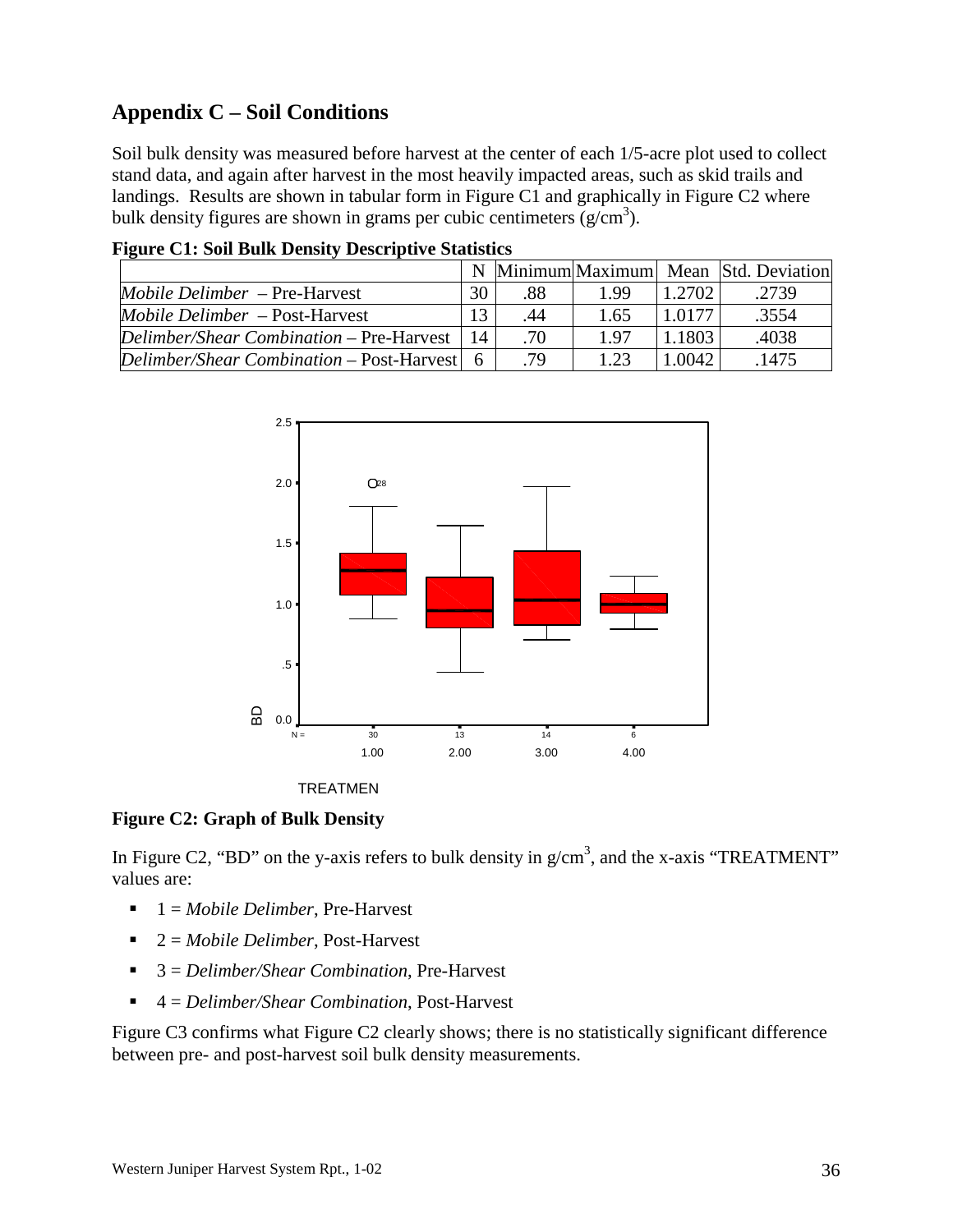## Appendix C – Soil Conditions

Soil bulk density was measured before harvest at the center of each 1/5-acre plot used to collect stand data, and again after harvest in the most heavily impacted areas, such as skid trails and landings. Results are shown in tabular form in Figure C1 and graphically in Figure C2 where bulk density figures are shown in grams per cubic centimeters ($g/cm^3$).

**Figure C1: Soil Bulk Density Descriptive Statistics**

| | N | Minimum | Maximum | Mean | Std. Deviation |
|---|---|---|---|---|---|
| *Mobile Delimber* – Pre-Harvest | 30 | .88 | 1.99 | 1.2702 | .2739 |
| *Mobile Delimber* – Post-Harvest | 13 | .44 | 1.65 | 1.0177 | .3554 |
| *Delimber/Shear Combination* – Pre-Harvest | 14 | .70 | 1.97 | 1.1803 | .4038 |
| *Delimber/Shear Combination* – Post-Harvest | 6 | .79 | 1.23 | 1.0042 | .1475 |

**Figure C2: Graph of Bulk Density**

In Figure C2, "BD" on the y-axis refers to bulk density in $g/cm^3$, and the x-axis "TREATMENT" values are:

- 1 = *Mobile Delimber*, Pre-Harvest
- 2 = *Mobile Delimber*, Post-Harvest
- 3 = *Delimber/Shear Combination*, Pre-Harvest
- 4 = *Delimber/Shear Combination*, Post-Harvest

Figure C3 confirms what Figure C2 clearly shows; there is no statistically significant difference between pre- and post-harvest soil bulk density measurements.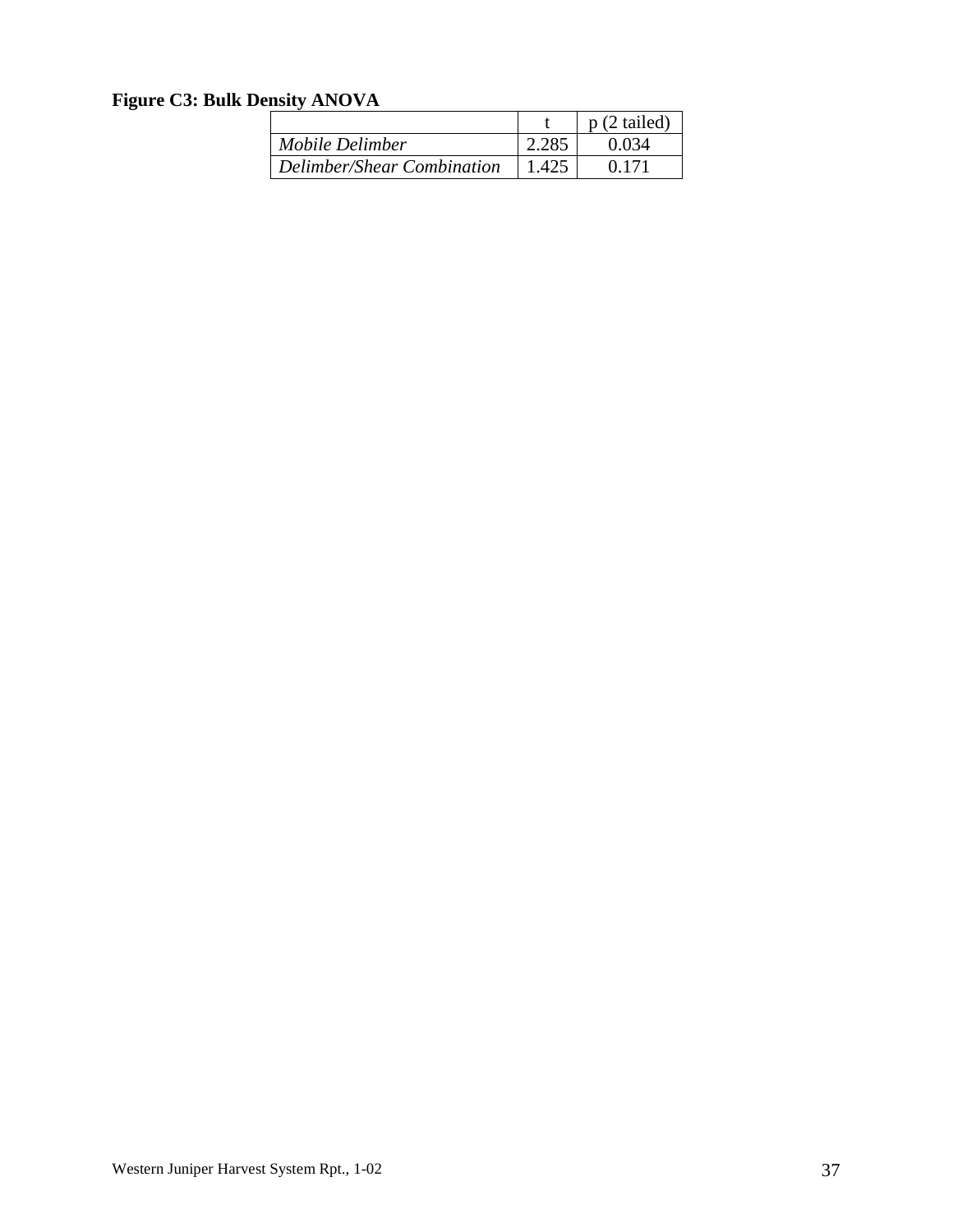**Figure C3: Bulk Density ANOVA**

| | t | p (2 tailed) |
|---|---|---|
| *Mobile Delimber* | 2.285 | 0.034 |
| *Delimber/Shear Combination* | 1.425 | 0.171 |